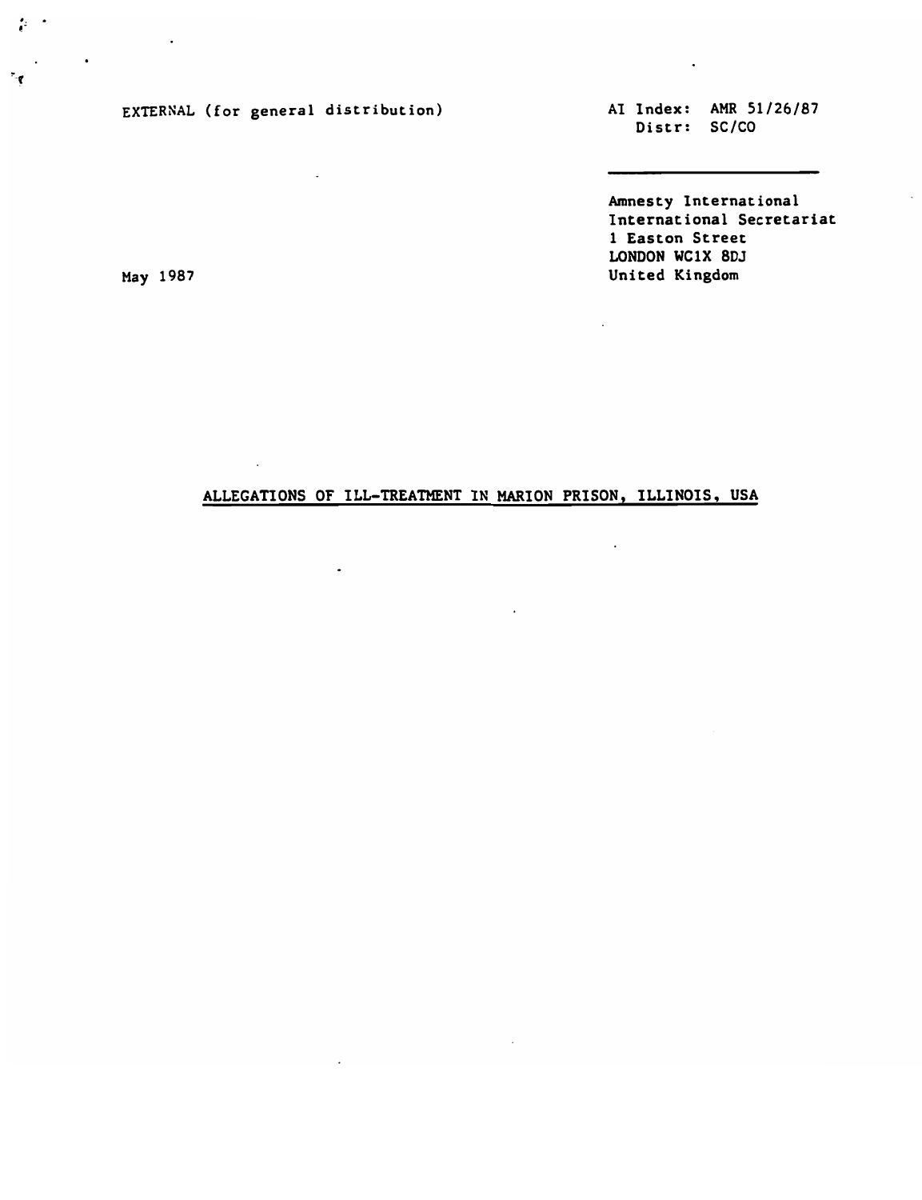EXTERNAL (for general distribution)

AI Index: AMR 51/26/87
Distr: SC/CO

Amnesty International
International Secretariat
1 Easton Street
LONDON WC1X 8DJ
United Kingdom

May 1987

# ALLEGATIONS OF ILL-TREATMENT IN MARION PRISON, ILLINOIS, USA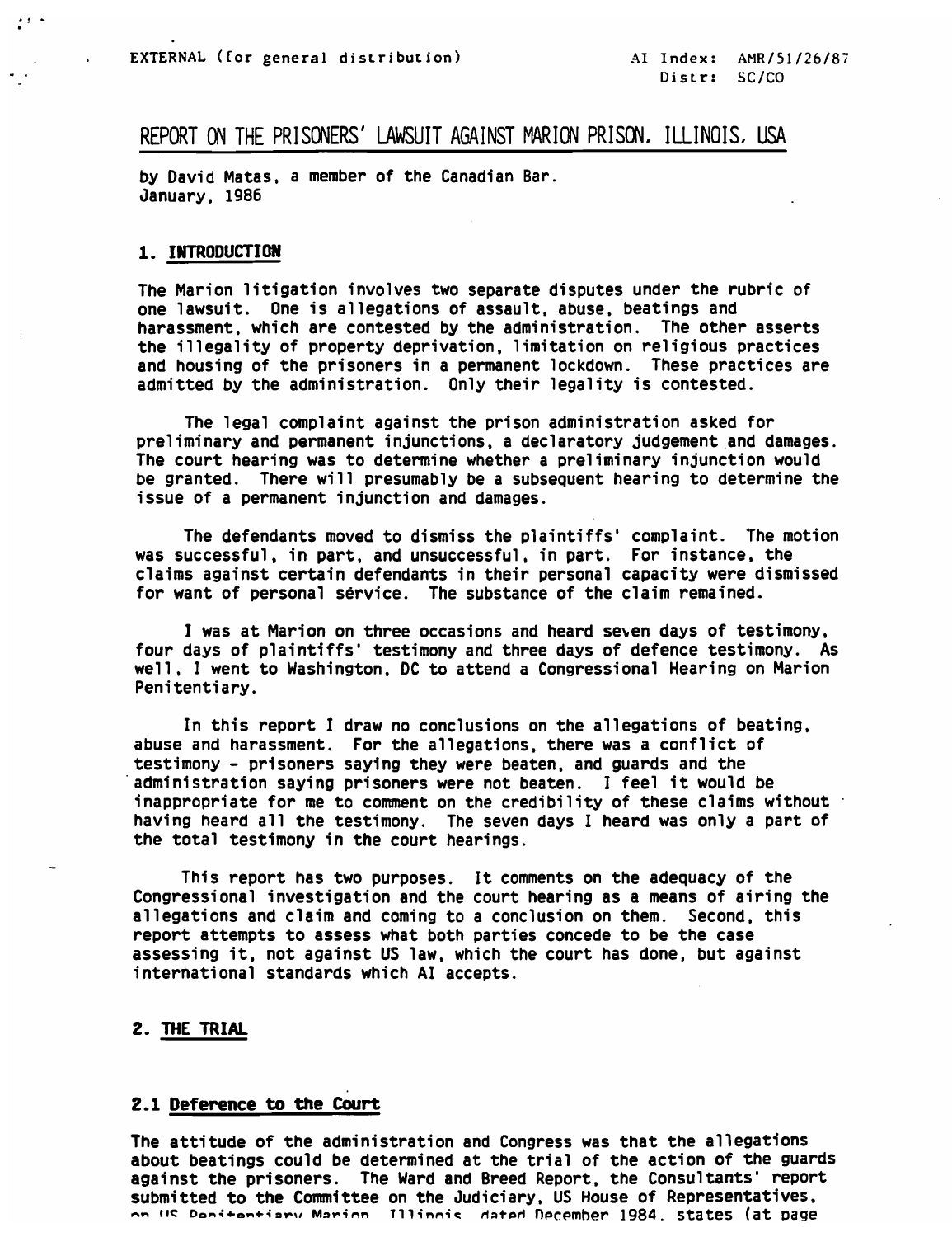EXTERNAL (for general distribution)

AI Index: AMR/51/26/87
Distr: SC/CO

# REPORT ON THE PRISONERS' LAWSUIT AGAINST MARION PRISON, ILLINOIS, USA

by David Matas, a member of the Canadian Bar.
January, 1986

## 1. INTRODUCTION

The Marion litigation involves two separate disputes under the rubric of one lawsuit. One is allegations of assault, abuse, beatings and harassment, which are contested by the administration. The other asserts the illegality of property deprivation, limitation on religious practices and housing of the prisoners in a permanent lockdown. These practices are admitted by the administration. Only their legality is contested.

The legal complaint against the prison administration asked for preliminary and permanent injunctions, a declaratory judgement and damages. The court hearing was to determine whether a preliminary injunction would be granted. There will presumably be a subsequent hearing to determine the issue of a permanent injunction and damages.

The defendants moved to dismiss the plaintiffs' complaint. The motion was successful, in part, and unsuccessful, in part. For instance, the claims against certain defendants in their personal capacity were dismissed for want of personal service. The substance of the claim remained.

I was at Marion on three occasions and heard seven days of testimony, four days of plaintiffs' testimony and three days of defence testimony. As well, I went to Washington, DC to attend a Congressional Hearing on Marion Penitentiary.

In this report I draw no conclusions on the allegations of beating, abuse and harassment. For the allegations, there was a conflict of testimony - prisoners saying they were beaten, and guards and the administration saying prisoners were not beaten. I feel it would be inappropriate for me to comment on the credibility of these claims without having heard all the testimony. The seven days I heard was only a part of the total testimony in the court hearings.

This report has two purposes. It comments on the adequacy of the Congressional investigation and the court hearing as a means of airing the allegations and claim and coming to a conclusion on them. Second, this report attempts to assess what both parties concede to be the case assessing it, not against US law, which the court has done, but against international standards which AI accepts.

## 2. THE TRIAL

### 2.1 Deference to the Court

The attitude of the administration and Congress was that the allegations about beatings could be determined at the trial of the action of the guards against the prisoners. The Ward and Breed Report, the Consultants' report submitted to the Committee on the Judiciary, US House of Representatives, on US Penitentiary Marion, Illinois, dated December 1984, states (at page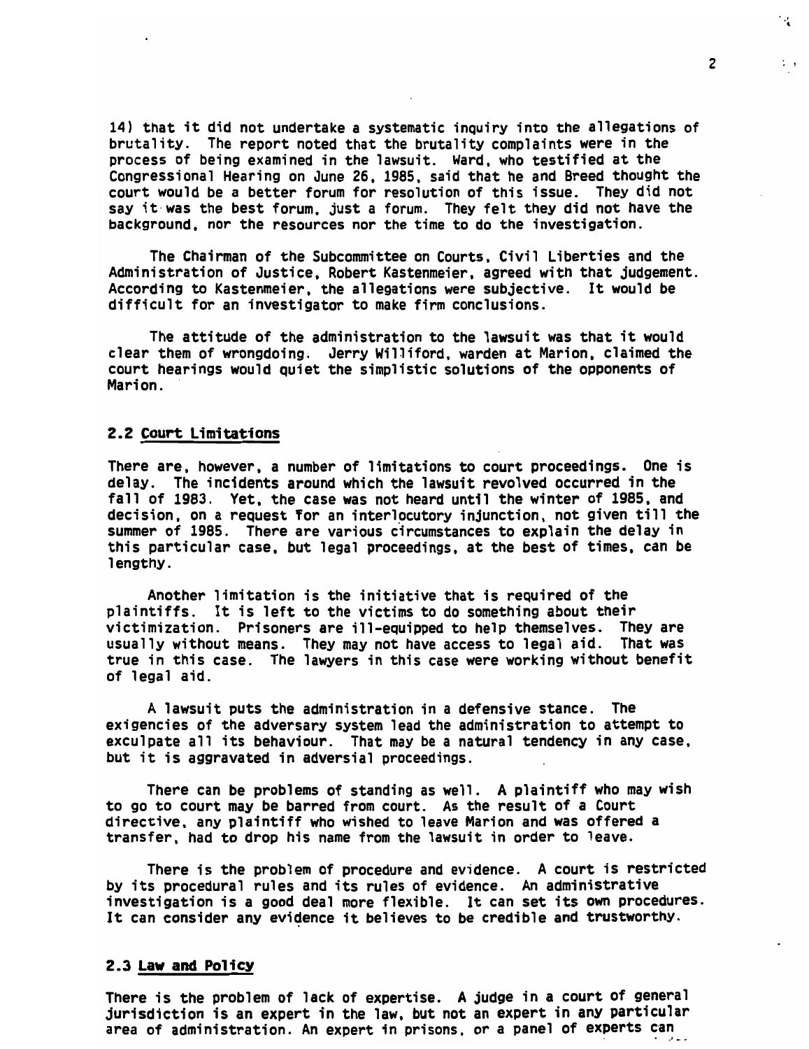14) that it did not undertake a systematic inquiry into the allegations of brutality. The report noted that the brutality complaints were in the process of being examined in the lawsuit. Ward, who testified at the Congressional Hearing on June 26, 1985, said that he and Breed thought the court would be a better forum for resolution of this issue. They did not say it was the best forum, just a forum. They felt they did not have the background, nor the resources nor the time to do the investigation.

The Chairman of the Subcommittee on Courts, Civil Liberties and the Administration of Justice, Robert Kastenmeier, agreed with that judgement. According to Kastenmeier, the allegations were subjective. It would be difficult for an investigator to make firm conclusions.

The attitude of the administration to the lawsuit was that it would clear them of wrongdoing. Jerry Williford, warden at Marion, claimed the court hearings would quiet the simplistic solutions of the opponents of Marion.

## 2.2 Court Limitations

There are, however, a number of limitations to court proceedings. One is delay. The incidents around which the lawsuit revolved occurred in the fall of 1983. Yet, the case was not heard until the winter of 1985, and decision, on a request for an interlocutory injunction, not given till the summer of 1985. There are various circumstances to explain the delay in this particular case, but legal proceedings, at the best of times, can be lengthy.

Another limitation is the initiative that is required of the plaintiffs. It is left to the victims to do something about their victimization. Prisoners are ill-equipped to help themselves. They are usually without means. They may not have access to legal aid. That was true in this case. The lawyers in this case were working without benefit of legal aid.

A lawsuit puts the administration in a defensive stance. The exigencies of the adversary system lead the administration to attempt to exculpate all its behaviour. That may be a natural tendency in any case, but it is aggravated in adversial proceedings.

There can be problems of standing as well. A plaintiff who may wish to go to court may be barred from court. As the result of a Court directive, any plaintiff who wished to leave Marion and was offered a transfer, had to drop his name from the lawsuit in order to leave.

There is the problem of procedure and evidence. A court is restricted by its procedural rules and its rules of evidence. An administrative investigation is a good deal more flexible. It can set its own procedures. It can consider any evidence it believes to be credible and trustworthy.

## 2.3 Law and Policy

There is the problem of lack of expertise. A judge in a court of general jurisdiction is an expert in the law, but not an expert in any particular area of administration. An expert in prisons, or a panel of experts can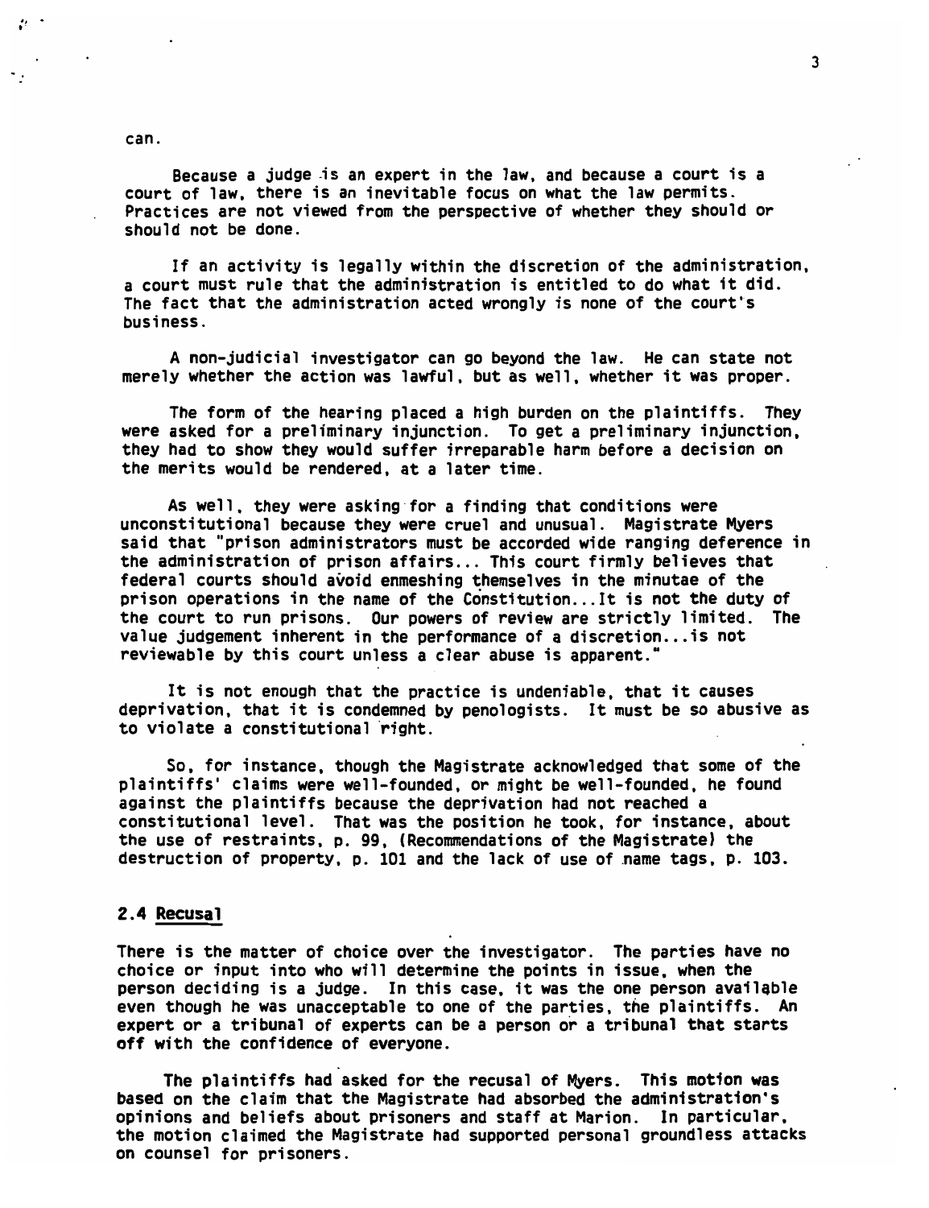can.

Because a judge is an expert in the law, and because a court is a court of law, there is an inevitable focus on what the law permits. Practices are not viewed from the perspective of whether they should or should not be done.

If an activity is legally within the discretion of the administration, a court must rule that the administration is entitled to do what it did. The fact that the administration acted wrongly is none of the court's business.

A non-judicial investigator can go beyond the law. He can state not merely whether the action was lawful, but as well, whether it was proper.

The form of the hearing placed a high burden on the plaintiffs. They were asked for a preliminary injunction. To get a preliminary injunction, they had to show they would suffer irreparable harm before a decision on the merits would be rendered, at a later time.

As well, they were asking for a finding that conditions were unconstitutional because they were cruel and unusual. Magistrate Myers said that "prison administrators must be accorded wide ranging deference in the administration of prison affairs... This court firmly believes that federal courts should avoid enmeshing themselves in the minutae of the prison operations in the name of the Constitution...It is not the duty of the court to run prisons. Our powers of review are strictly limited. The value judgement inherent in the performance of a discretion...is not reviewable by this court unless a clear abuse is apparent."

It is not enough that the practice is undeniable, that it causes deprivation, that it is condemned by penologists. It must be so abusive as to violate a constitutional right.

So, for instance, though the Magistrate acknowledged that some of the plaintiffs' claims were well-founded, or might be well-founded, he found against the plaintiffs because the deprivation had not reached a constitutional level. That was the position he took, for instance, about the use of restraints, p. 99, (Recommendations of the Magistrate) the destruction of property, p. 101 and the lack of use of name tags, p. 103.

## 2.4 Recusal

There is the matter of choice over the investigator. The parties have no choice or input into who will determine the points in issue, when the person deciding is a judge. In this case, it was the one person available even though he was unacceptable to one of the parties, the plaintiffs. An expert or a tribunal of experts can be a person or a tribunal that starts off with the confidence of everyone.

The plaintiffs had asked for the recusal of Myers. This motion was based on the claim that the Magistrate had absorbed the administration's opinions and beliefs about prisoners and staff at Marion. In particular, the motion claimed the Magistrate had supported personal groundless attacks on counsel for prisoners.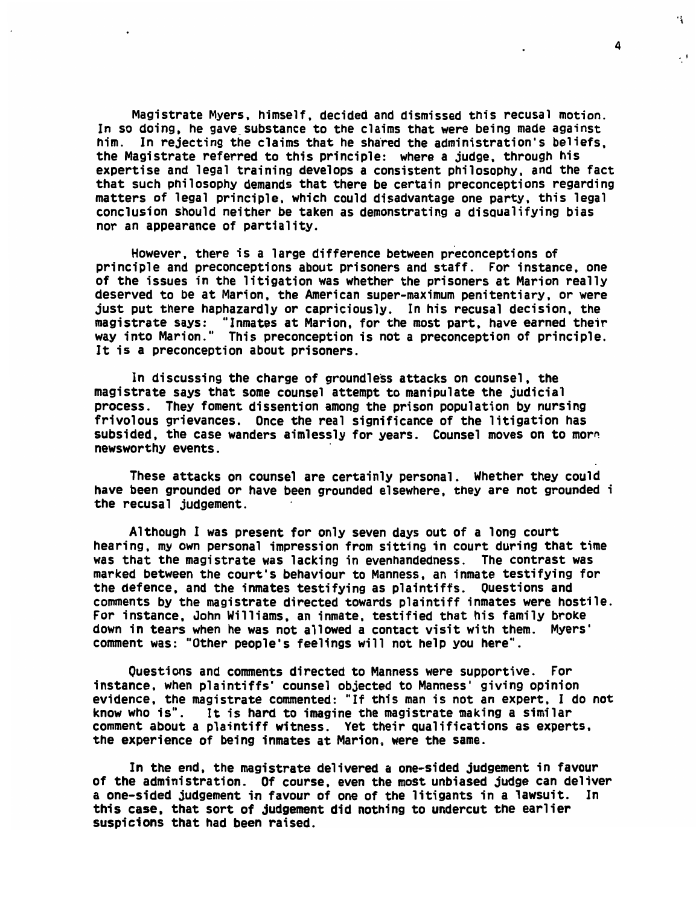Magistrate Myers, himself, decided and dismissed this recusal motion. In so doing, he gave substance to the claims that were being made against him. In rejecting the claims that he shared the administration's beliefs, the Magistrate referred to this principle: where a judge, through his expertise and legal training develops a consistent philosophy, and the fact that such philosophy demands that there be certain preconceptions regarding matters of legal principle, which could disadvantage one party, this legal conclusion should neither be taken as demonstrating a disqualifying bias nor an appearance of partiality.

However, there is a large difference between preconceptions of principle and preconceptions about prisoners and staff. For instance, one of the issues in the litigation was whether the prisoners at Marion really deserved to be at Marion, the American super-maximum penitentiary, or were just put there haphazardly or capriciously. In his recusal decision, the magistrate says: "Inmates at Marion, for the most part, have earned their way into Marion." This preconception is not a preconception of principle. It is a preconception about prisoners.

In discussing the charge of groundless attacks on counsel, the magistrate says that some counsel attempt to manipulate the judicial process. They foment dissention among the prison population by nursing frivolous grievances. Once the real significance of the litigation has subsided, the case wanders aimlessly for years. Counsel moves on to more newsworthy events.

These attacks on counsel are certainly personal. Whether they could have been grounded or have been grounded elsewhere, they are not grounded i the recusal judgement.

Although I was present for only seven days out of a long court hearing, my own personal impression from sitting in court during that time was that the magistrate was lacking in evenhandedness. The contrast was marked between the court's behaviour to Manness, an inmate testifying for the defence, and the inmates testifying as plaintiffs. Questions and comments by the magistrate directed towards plaintiff inmates were hostile. For instance, John Williams, an inmate, testified that his family broke down in tears when he was not allowed a contact visit with them. Myers' comment was: "Other people's feelings will not help you here".

Questions and comments directed to Manness were supportive. For instance, when plaintiffs' counsel objected to Manness' giving opinion evidence, the magistrate commented: "If this man is not an expert, I do not know who is". It is hard to imagine the magistrate making a similar comment about a plaintiff witness. Yet their qualifications as experts, the experience of being inmates at Marion, were the same.

In the end, the magistrate delivered a one-sided judgement in favour of the administration. Of course, even the most unbiased judge can deliver a one-sided judgement in favour of one of the litigants in a lawsuit. In this case, that sort of judgement did nothing to undercut the earlier suspicions that had been raised.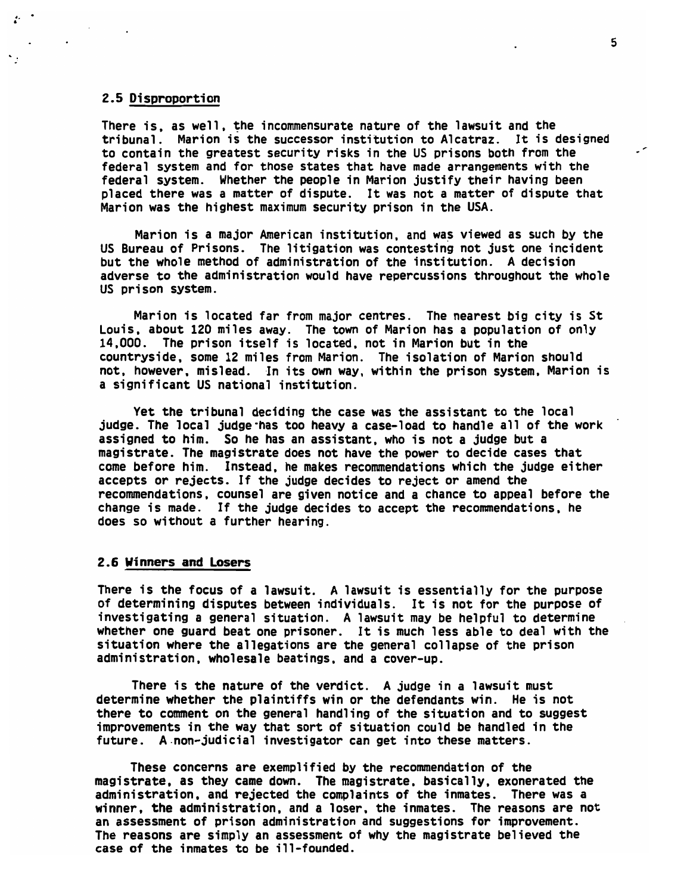## 2.5 Disproportion

There is, as well, the incommensurate nature of the lawsuit and the tribunal. Marion is the successor institution to Alcatraz. It is designed to contain the greatest security risks in the US prisons both from the federal system and for those states that have made arrangements with the federal system. Whether the people in Marion justify their having been placed there was a matter of dispute. It was not a matter of dispute that Marion was the highest maximum security prison in the USA.

Marion is a major American institution, and was viewed as such by the US Bureau of Prisons. The litigation was contesting not just one incident but the whole method of administration of the institution. A decision adverse to the administration would have repercussions throughout the whole US prison system.

Marion is located far from major centres. The nearest big city is St Louis, about 120 miles away. The town of Marion has a population of only 14,000. The prison itself is located, not in Marion but in the countryside, some 12 miles from Marion. The isolation of Marion should not, however, mislead. In its own way, within the prison system, Marion is a significant US national institution.

Yet the tribunal deciding the case was the assistant to the local judge. The local judge has too heavy a case-load to handle all of the work assigned to him. So he has an assistant, who is not a judge but a magistrate. The magistrate does not have the power to decide cases that come before him. Instead, he makes recommendations which the judge either accepts or rejects. If the judge decides to reject or amend the recommendations, counsel are given notice and a chance to appeal before the change is made. If the judge decides to accept the recommendations, he does so without a further hearing.

## 2.6 Winners and Losers

There is the focus of a lawsuit. A lawsuit is essentially for the purpose of determining disputes between individuals. It is not for the purpose of investigating a general situation. A lawsuit may be helpful to determine whether one guard beat one prisoner. It is much less able to deal with the situation where the allegations are the general collapse of the prison administration, wholesale beatings, and a cover-up.

There is the nature of the verdict. A judge in a lawsuit must determine whether the plaintiffs win or the defendants win. He is not there to comment on the general handling of the situation and to suggest improvements in the way that sort of situation could be handled in the future. A non-judicial investigator can get into these matters.

These concerns are exemplified by the recommendation of the magistrate, as they came down. The magistrate, basically, exonerated the administration, and rejected the complaints of the inmates. There was a winner, the administration, and a loser, the inmates. The reasons are not an assessment of prison administration and suggestions for improvement. The reasons are simply an assessment of why the magistrate believed the case of the inmates to be ill-founded.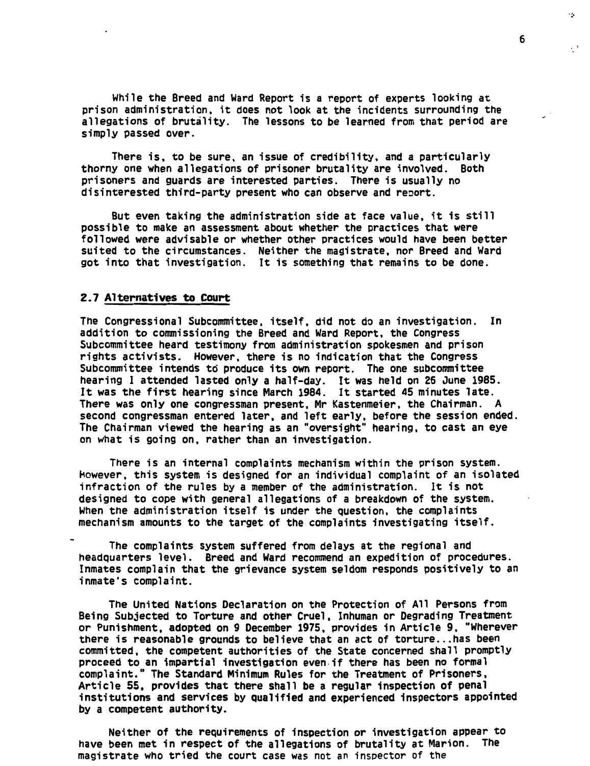While the Breed and Ward Report is a report of experts looking at prison administration, it does not look at the incidents surrounding the allegations of brutality. The lessons to be learned from that period are simply passed over.

There is, to be sure, an issue of credibility, and a particularly thorny one when allegations of prisoner brutality are involved. Both prisoners and guards are interested parties. There is usually no disinterested third-party present who can observe and report.

But even taking the administration side at face value, it is still possible to make an assessment about whether the practices that were followed were advisable or whether other practices would have been better suited to the circumstances. Neither the magistrate, nor Breed and Ward got into that investigation. It is something that remains to be done.

## 2.7 Alternatives to Court

The Congressional Subcommittee, itself, did not do an investigation. In addition to commissioning the Breed and Ward Report, the Congress Subcommittee heard testimony from administration spokesmen and prison rights activists. However, there is no indication that the Congress Subcommittee intends to produce its own report. The one subcommittee hearing I attended lasted only a half-day. It was held on 26 June 1985. It was the first hearing since March 1984. It started 45 minutes late. There was only one congressman present, Mr Kastenmeier, the Chairman. A second congressman entered later, and left early, before the session ended. The Chairman viewed the hearing as an "oversight" hearing, to cast an eye on what is going on, rather than an investigation.

There is an internal complaints mechanism within the prison system. However, this system is designed for an individual complaint of an isolated infraction of the rules by a member of the administration. It is not designed to cope with general allegations of a breakdown of the system. When the administration itself is under the question, the complaints mechanism amounts to the target of the complaints investigating itself.

The complaints system suffered from delays at the regional and headquarters level. Breed and Ward recommend an expedition of procedures. Inmates complain that the grievance system seldom responds positively to an inmate's complaint.

The United Nations Declaration on the Protection of All Persons from Being Subjected to Torture and other Cruel, Inhuman or Degrading Treatment or Punishment, adopted on 9 December 1975, provides in Article 9, "Wherever there is reasonable grounds to believe that an act of torture...has been committed, the competent authorities of the State concerned shall promptly proceed to an impartial investigation even if there has been no formal complaint." The Standard Minimum Rules for the Treatment of Prisoners, Article 55, provides that there shall be a regular inspection of penal institutions and services by qualified and experienced inspectors appointed by a competent authority.

Neither of the requirements of inspection or investigation appear to have been met in respect of the allegations of brutality at Marion. The magistrate who tried the court case was not an inspector of the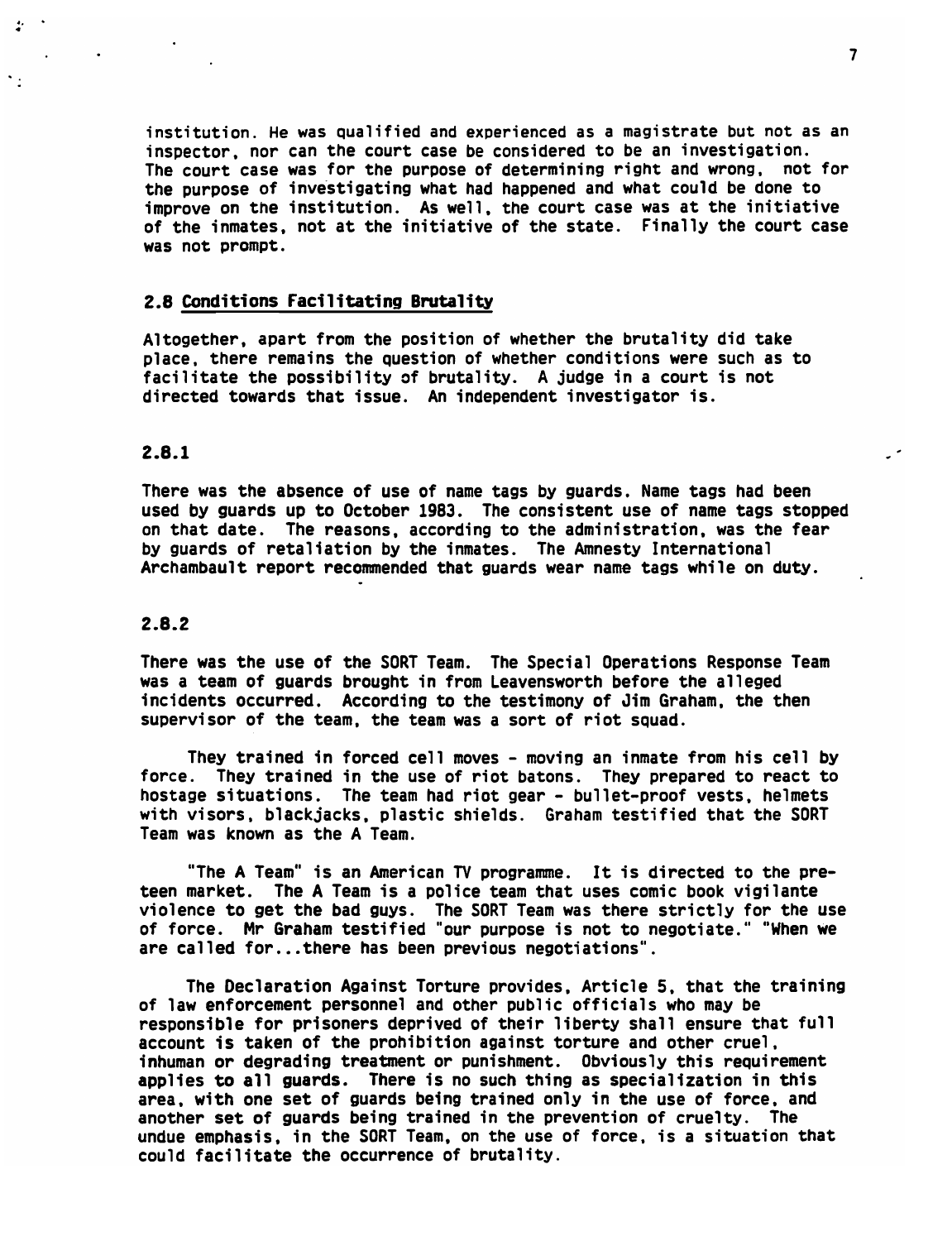institution. He was qualified and experienced as a magistrate but not as an inspector, nor can the court case be considered to be an investigation. The court case was for the purpose of determining right and wrong, not for the purpose of investigating what had happened and what could be done to improve on the institution. As well, the court case was at the initiative of the inmates, not at the initiative of the state. Finally the court case was not prompt.

## 2.8 Conditions Facilitating Brutality

Altogether, apart from the position of whether the brutality did take place, there remains the question of whether conditions were such as to facilitate the possibility of brutality. A judge in a court is not directed towards that issue. An independent investigator is.

### 2.8.1

There was the absence of use of name tags by guards. Name tags had been used by guards up to October 1983. The consistent use of name tags stopped on that date. The reasons, according to the administration, was the fear by guards of retaliation by the inmates. The Amnesty International Archambault report recommended that guards wear name tags while on duty.

### 2.8.2

There was the use of the SORT Team. The Special Operations Response Team was a team of guards brought in from Leavensworth before the alleged incidents occurred. According to the testimony of Jim Graham, the then supervisor of the team, the team was a sort of riot squad.

They trained in forced cell moves - moving an inmate from his cell by force. They trained in the use of riot batons. They prepared to react to hostage situations. The team had riot gear - bullet-proof vests, helmets with visors, blackjacks, plastic shields. Graham testified that the SORT Team was known as the A Team.

"The A Team" is an American TV programme. It is directed to the pre-teen market. The A Team is a police team that uses comic book vigilante violence to get the bad guys. The SORT Team was there strictly for the use of force. Mr Graham testified "our purpose is not to negotiate." "When we are called for...there has been previous negotiations".

The Declaration Against Torture provides, Article 5, that the training of law enforcement personnel and other public officials who may be responsible for prisoners deprived of their liberty shall ensure that full account is taken of the prohibition against torture and other cruel, inhuman or degrading treatment or punishment. Obviously this requirement applies to all guards. There is no such thing as specialization in this area, with one set of guards being trained only in the use of force, and another set of guards being trained in the prevention of cruelty. The undue emphasis, in the SORT Team, on the use of force, is a situation that could facilitate the occurrence of brutality.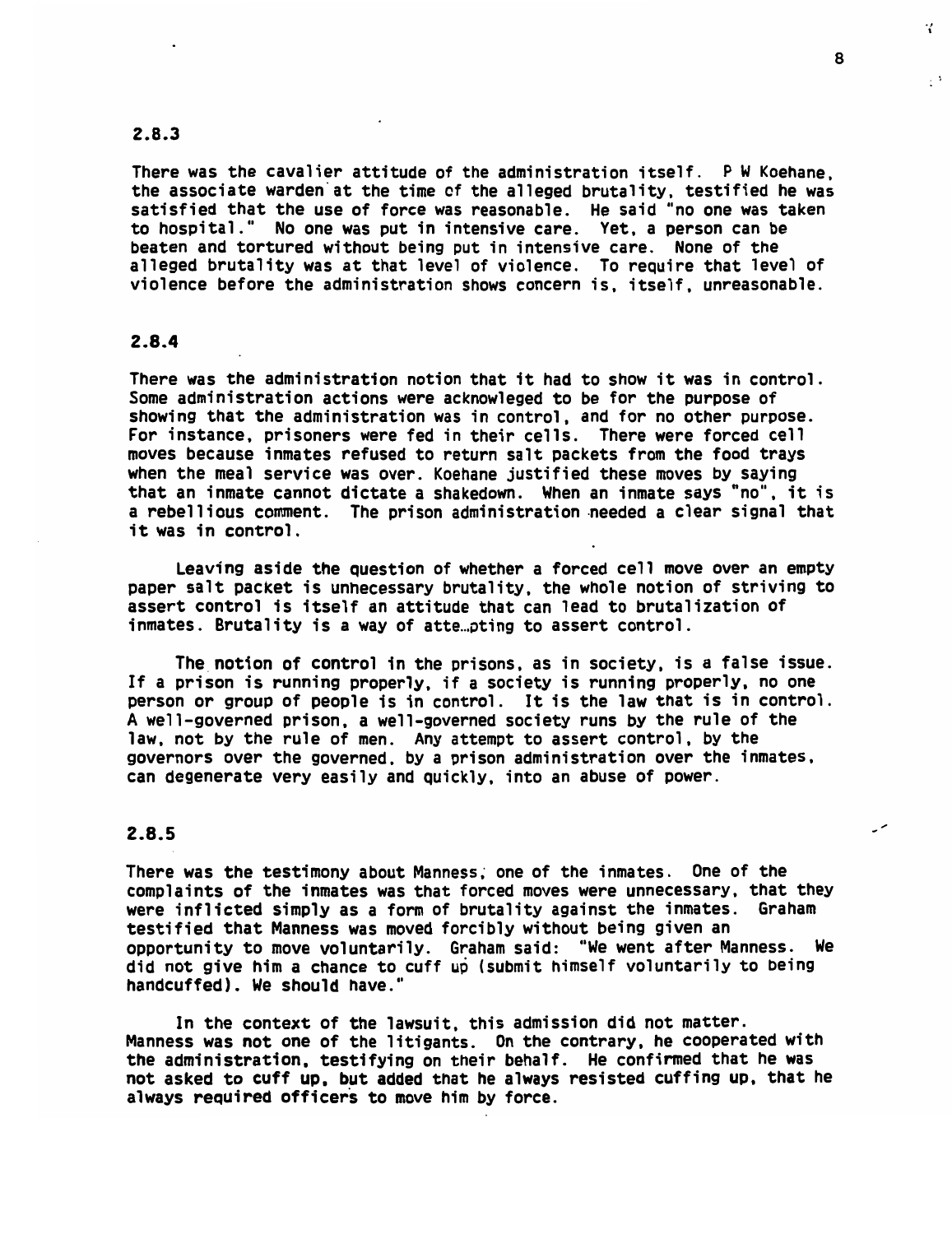### 2.8.3

There was the cavalier attitude of the administration itself. P W Koehane, the associate warden at the time of the alleged brutality, testified he was satisfied that the use of force was reasonable. He said "no one was taken to hospital." No one was put in intensive care. Yet, a person can be beaten and tortured without being put in intensive care. None of the alleged brutality was at that level of violence. To require that level of violence before the administration shows concern is, itself, unreasonable.

### 2.8.4

There was the administration notion that it had to show it was in control. Some administration actions were acknowleged to be for the purpose of showing that the administration was in control, and for no other purpose. For instance, prisoners were fed in their cells. There were forced cell moves because inmates refused to return salt packets from the food trays when the meal service was over. Koehane justified these moves by saying that an inmate cannot dictate a shakedown. When an inmate says "no", it is a rebellious comment. The prison administration needed a clear signal that it was in control.

Leaving aside the question of whether a forced cell move over an empty paper salt packet is unnecessary brutality, the whole notion of striving to assert control is itself an attitude that can lead to brutalization of inmates. Brutality is a way of attempting to assert control.

The notion of control in the prisons, as in society, is a false issue. If a prison is running properly, if a society is running properly, no one person or group of people is in control. It is the law that is in control. A well-governed prison, a well-governed society runs by the rule of the law, not by the rule of men. Any attempt to assert control, by the governors over the governed, by a prison administration over the inmates, can degenerate very easily and quickly, into an abuse of power.

### 2.8.5

There was the testimony about Manness, one of the inmates. One of the complaints of the inmates was that forced moves were unnecessary, that they were inflicted simply as a form of brutality against the inmates. Graham testified that Manness was moved forcibly without being given an opportunity to move voluntarily. Graham said: "We went after Manness. We did not give him a chance to cuff up (submit himself voluntarily to being handcuffed). We should have."

In the context of the lawsuit, this admission did not matter. Manness was not one of the litigants. On the contrary, he cooperated with the administration, testifying on their behalf. He confirmed that he was not asked to cuff up, but added that he always resisted cuffing up, that he always required officers to move him by force.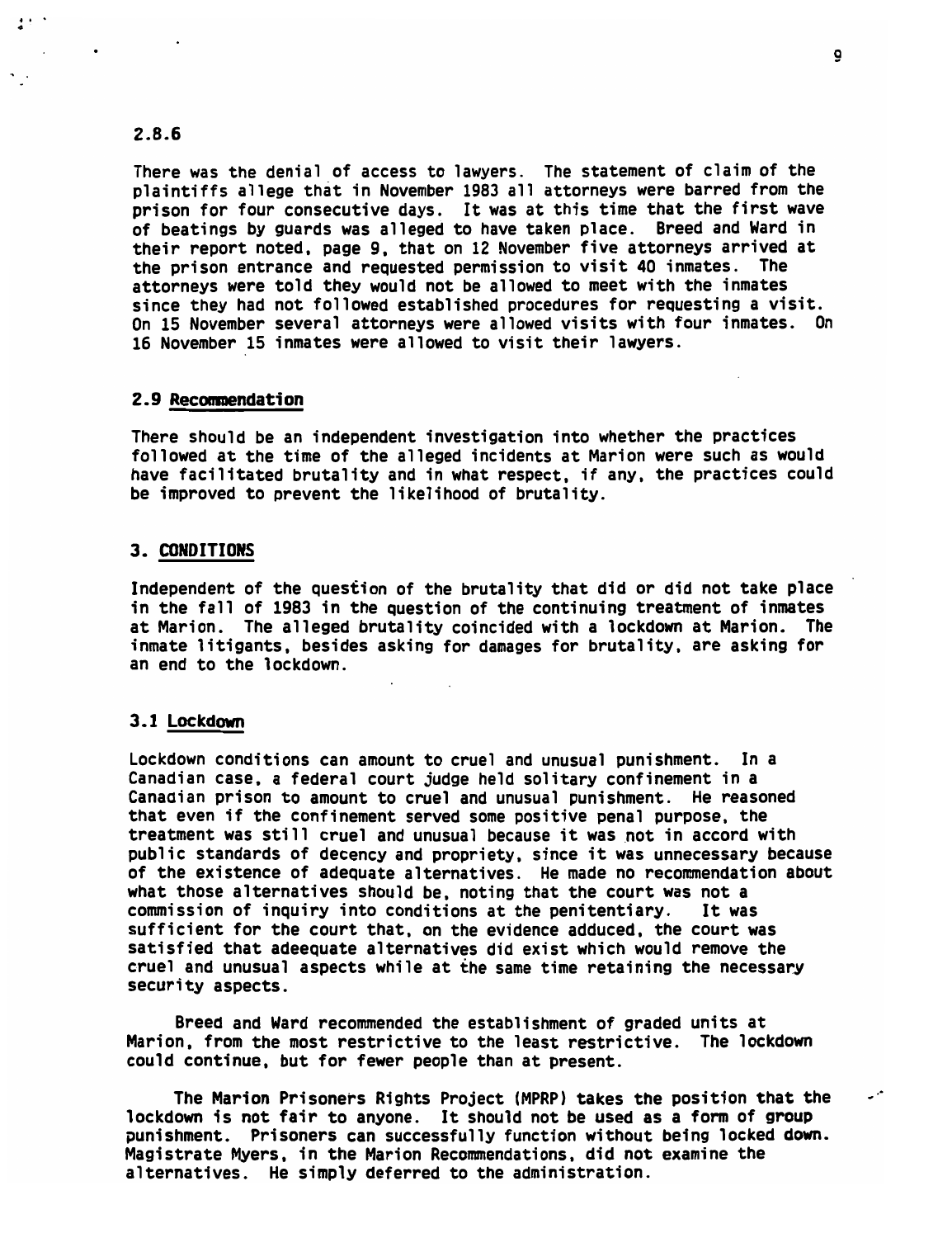## 2.8.6

There was the denial of access to lawyers. The statement of claim of the plaintiffs allege that in November 1983 all attorneys were barred from the prison for four consecutive days. It was at this time that the first wave of beatings by guards was alleged to have taken place. Breed and Ward in their report noted, page 9, that on 12 November five attorneys arrived at the prison entrance and requested permission to visit 40 inmates. The attorneys were told they would not be allowed to meet with the inmates since they had not followed established procedures for requesting a visit. On 15 November several attorneys were allowed visits with four inmates. On 16 November 15 inmates were allowed to visit their lawyers.

## 2.9 Recommendation

There should be an independent investigation into whether the practices followed at the time of the alleged incidents at Marion were such as would have facilitated brutality and in what respect, if any, the practices could be improved to prevent the likelihood of brutality.

# 3. CONDITIONS

Independent of the question of the brutality that did or did not take place in the fall of 1983 in the question of the continuing treatment of inmates at Marion. The alleged brutality coincided with a lockdown at Marion. The inmate litigants, besides asking for damages for brutality, are asking for an end to the lockdown.

## 3.1 Lockdown

Lockdown conditions can amount to cruel and unusual punishment. In a Canadian case, a federal court judge held solitary confinement in a Canadian prison to amount to cruel and unusual punishment. He reasoned that even if the confinement served some positive penal purpose, the treatment was still cruel and unusual because it was not in accord with public standards of decency and propriety, since it was unnecessary because of the existence of adequate alternatives. He made no recommendation about what those alternatives should be, noting that the court was not a commission of inquiry into conditions at the penitentiary. It was sufficient for the court that, on the evidence adduced, the court was satisfied that adeequate alternatives did exist which would remove the cruel and unusual aspects while at the same time retaining the necessary security aspects.

Breed and Ward recommended the establishment of graded units at Marion, from the most restrictive to the least restrictive. The lockdown could continue, but for fewer people than at present.

The Marion Prisoners Rights Project (MPRP) takes the position that the lockdown is not fair to anyone. It should not be used as a form of group punishment. Prisoners can successfully function without being locked down. Magistrate Myers, in the Marion Recommendations, did not examine the alternatives. He simply deferred to the administration.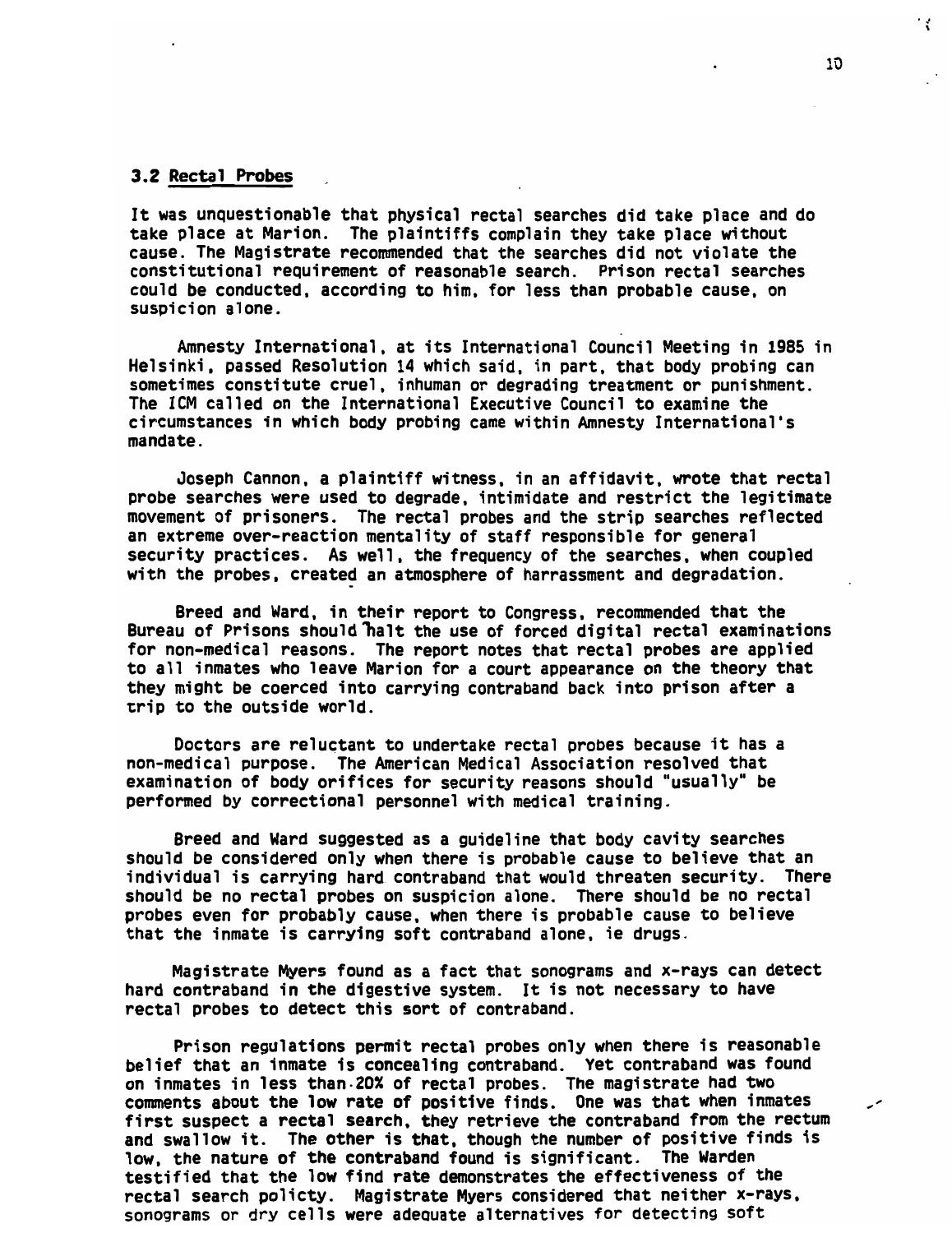### 3.2 Rectal Probes

It was unquestionable that physical rectal searches did take place and do take place at Marion. The plaintiffs complain they take place without cause. The Magistrate recommended that the searches did not violate the constitutional requirement of reasonable search. Prison rectal searches could be conducted, according to him, for less than probable cause, on suspicion alone.

Amnesty International, at its International Council Meeting in 1985 in Helsinki, passed Resolution 14 which said, in part, that body probing can sometimes constitute cruel, inhuman or degrading treatment or punishment. The ICM called on the International Executive Council to examine the circumstances in which body probing came within Amnesty International's mandate.

Joseph Cannon, a plaintiff witness, in an affidavit, wrote that rectal probe searches were used to degrade, intimidate and restrict the legitimate movement of prisoners. The rectal probes and the strip searches reflected an extreme over-reaction mentality of staff responsible for general security practices. As well, the frequency of the searches, when coupled with the probes, created an atmosphere of harrassment and degradation.

Breed and Ward, in their report to Congress, recommended that the Bureau of Prisons should halt the use of forced digital rectal examinations for non-medical reasons. The report notes that rectal probes are applied to all inmates who leave Marion for a court appearance on the theory that they might be coerced into carrying contraband back into prison after a trip to the outside world.

Doctors are reluctant to undertake rectal probes because it has a non-medical purpose. The American Medical Association resolved that examination of body orifices for security reasons should "usually" be performed by correctional personnel with medical training.

Breed and Ward suggested as a guideline that body cavity searches should be considered only when there is probable cause to believe that an individual is carrying hard contraband that would threaten security. There should be no rectal probes on suspicion alone. There should be no rectal probes even for probably cause, when there is probable cause to believe that the inmate is carrying soft contraband alone, ie drugs.

Magistrate Myers found as a fact that sonograms and x-rays can detect hard contraband in the digestive system. It is not necessary to have rectal probes to detect this sort of contraband.

Prison regulations permit rectal probes only when there is reasonable belief that an inmate is concealing contraband. Yet contraband was found on inmates in less than 20% of rectal probes. The magistrate had two comments about the low rate of positive finds. One was that when inmates first suspect a rectal search, they retrieve the contraband from the rectum and swallow it. The other is that, though the number of positive finds is low, the nature of the contraband found is significant. The Warden testified that the low find rate demonstrates the effectiveness of the rectal search policty. Magistrate Myers considered that neither x-rays, sonograms or dry cells were adequate alternatives for detecting soft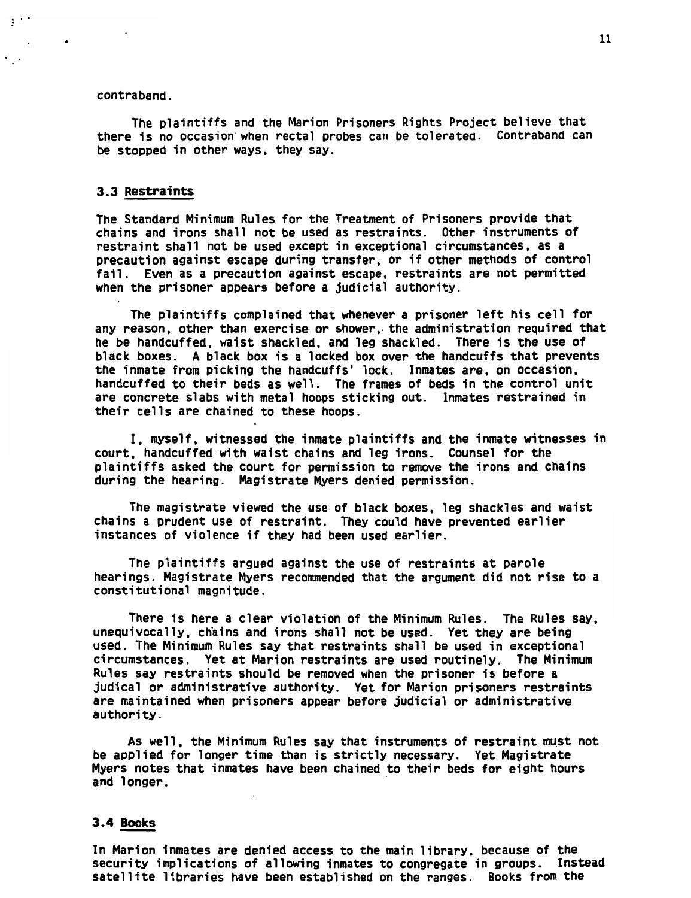contraband.

The plaintiffs and the Marion Prisoners Rights Project believe that there is no occasion when rectal probes can be tolerated. Contraband can be stopped in other ways, they say.

### 3.3 Restraints

The Standard Minimum Rules for the Treatment of Prisoners provide that chains and irons shall not be used as restraints. Other instruments of restraint shall not be used except in exceptional circumstances, as a precaution against escape during transfer, or if other methods of control fail. Even as a precaution against escape, restraints are not permitted when the prisoner appears before a judicial authority.

The plaintiffs complained that whenever a prisoner left his cell for any reason, other than exercise or shower, the administration required that he be handcuffed, waist shackled, and leg shackled. There is the use of black boxes. A black box is a locked box over the handcuffs that prevents the inmate from picking the handcuffs' lock. Inmates are, on occasion, handcuffed to their beds as well. The frames of beds in the control unit are concrete slabs with metal hoops sticking out. Inmates restrained in their cells are chained to these hoops.

I, myself, witnessed the inmate plaintiffs and the inmate witnesses in court, handcuffed with waist chains and leg irons. Counsel for the plaintiffs asked the court for permission to remove the irons and chains during the hearing. Magistrate Myers denied permission.

The magistrate viewed the use of black boxes, leg shackles and waist chains a prudent use of restraint. They could have prevented earlier instances of violence if they had been used earlier.

The plaintiffs argued against the use of restraints at parole hearings. Magistrate Myers recommended that the argument did not rise to a constitutional magnitude.

There is here a clear violation of the Minimum Rules. The Rules say, unequivocally, chains and irons shall not be used. Yet they are being used. The Minimum Rules say that restraints shall be used in exceptional circumstances. Yet at Marion restraints are used routinely. The Minimum Rules say restraints should be removed when the prisoner is before a judical or administrative authority. Yet for Marion prisoners restraints are maintained when prisoners appear before judicial or administrative authority.

As well, the Minimum Rules say that instruments of restraint must not be applied for longer time than is strictly necessary. Yet Magistrate Myers notes that inmates have been chained to their beds for eight hours and longer.

### 3.4 Books

In Marion inmates are denied access to the main library, because of the security implications of allowing inmates to congregate in groups. Instead satellite libraries have been established on the ranges. Books from the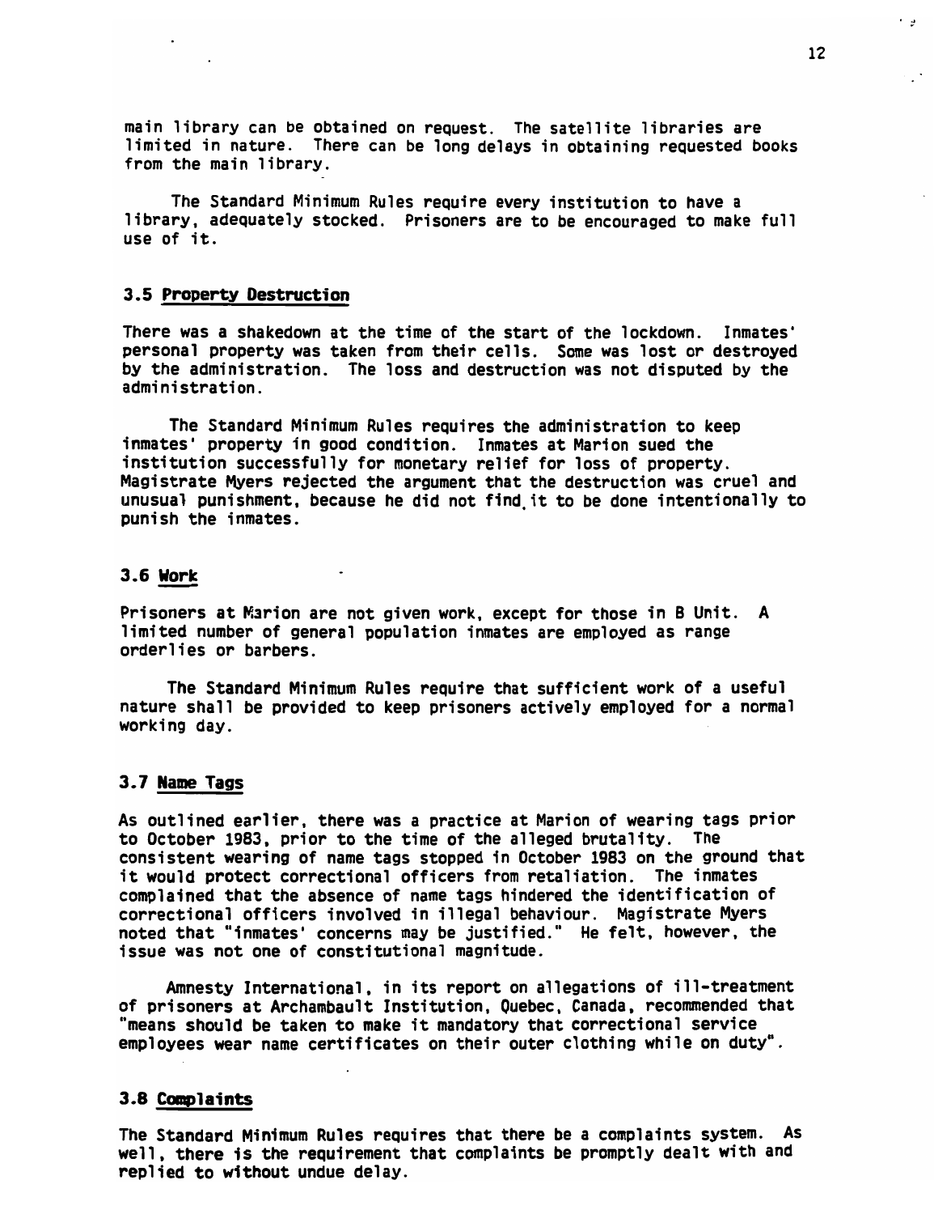main library can be obtained on request. The satellite libraries are limited in nature. There can be long delays in obtaining requested books from the main library.

The Standard Minimum Rules require every institution to have a library, adequately stocked. Prisoners are to be encouraged to make full use of it.

### 3.5 Property Destruction

There was a shakedown at the time of the start of the lockdown. Inmates' personal property was taken from their cells. Some was lost or destroyed by the administration. The loss and destruction was not disputed by the administration.

The Standard Minimum Rules requires the administration to keep inmates' property in good condition. Inmates at Marion sued the institution successfully for monetary relief for loss of property. Magistrate Myers rejected the argument that the destruction was cruel and unusual punishment, because he did not find it to be done intentionally to punish the inmates.

### 3.6 Work

Prisoners at Marion are not given work, except for those in B Unit. A limited number of general population inmates are employed as range orderlies or barbers.

The Standard Minimum Rules require that sufficient work of a useful nature shall be provided to keep prisoners actively employed for a normal working day.

### 3.7 Name Tags

As outlined earlier, there was a practice at Marion of wearing tags prior to October 1983, prior to the time of the alleged brutality. The consistent wearing of name tags stopped in October 1983 on the ground that it would protect correctional officers from retaliation. The inmates complained that the absence of name tags hindered the identification of correctional officers involved in illegal behaviour. Magistrate Myers noted that "inmates' concerns may be justified." He felt, however, the issue was not one of constitutional magnitude.

Amnesty International, in its report on allegations of ill-treatment of prisoners at Archambault Institution, Quebec, Canada, recommended that "means should be taken to make it mandatory that correctional service employees wear name certificates on their outer clothing while on duty".

### 3.8 Complaints

The Standard Minimum Rules requires that there be a complaints system. As well, there is the requirement that complaints be promptly dealt with and replied to without undue delay.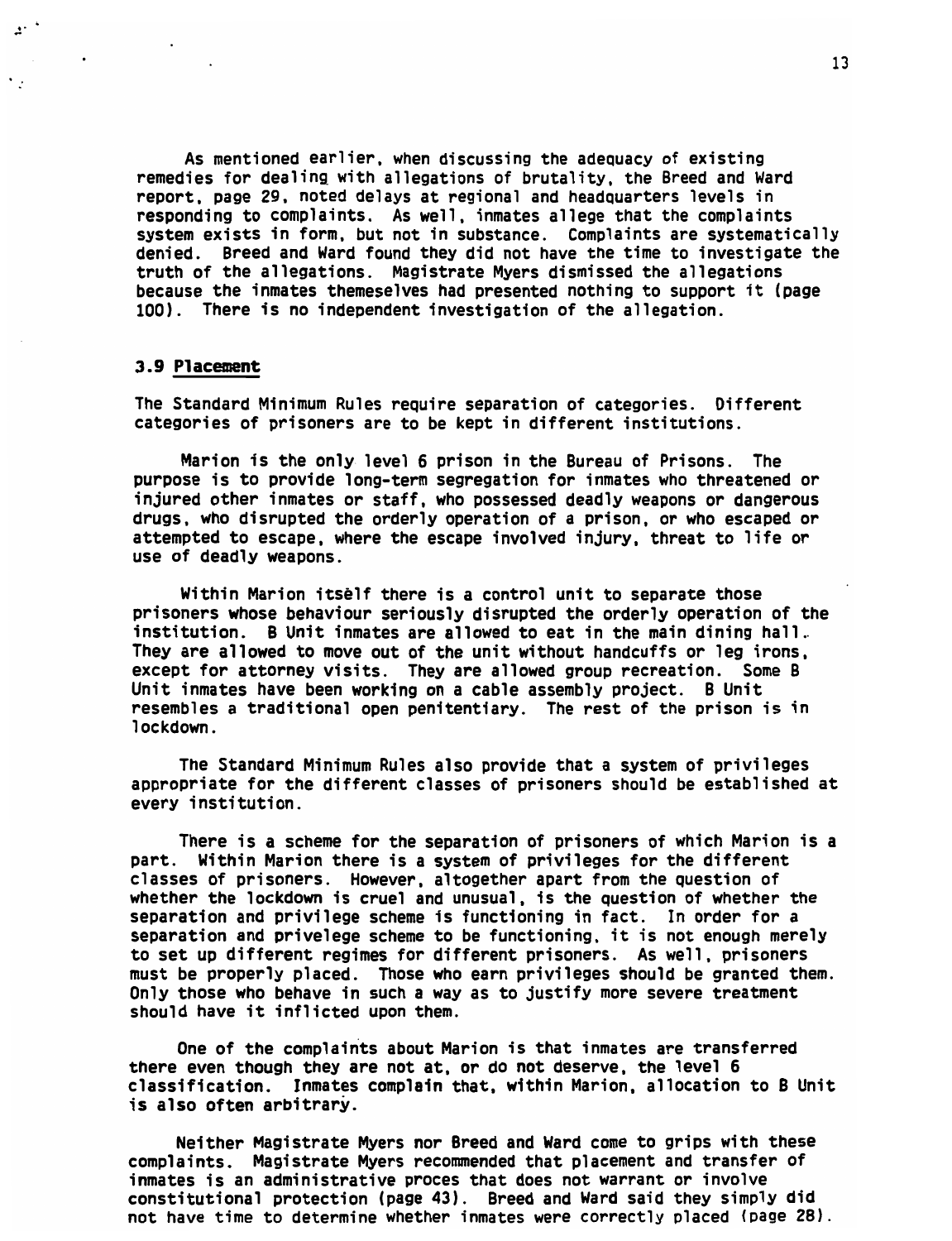As mentioned earlier, when discussing the adequacy of existing remedies for dealing with allegations of brutality, the Breed and Ward report, page 29, noted delays at regional and headquarters levels in responding to complaints. As well, inmates allege that the complaints system exists in form, but not in substance. Complaints are systematically denied. Breed and Ward found they did not have the time to investigate the truth of the allegations. Magistrate Myers dismissed the allegations because the inmates themeselves had presented nothing to support it (page 100). There is no independent investigation of the allegation.

### 3.9 Placement

The Standard Minimum Rules require separation of categories. Different categories of prisoners are to be kept in different institutions.

Marion is the only level 6 prison in the Bureau of Prisons. The purpose is to provide long-term segregation for inmates who threatened or injured other inmates or staff, who possessed deadly weapons or dangerous drugs, who disrupted the orderly operation of a prison, or who escaped or attempted to escape, where the escape involved injury, threat to life or use of deadly weapons.

Within Marion itsèlf there is a control unit to separate those prisoners whose behaviour seriously disrupted the orderly operation of the institution. B Unit inmates are allowed to eat in the main dining hall. They are allowed to move out of the unit without handcuffs or leg irons, except for attorney visits. They are allowed group recreation. Some B Unit inmates have been working on a cable assembly project. B Unit resembles a traditional open penitentiary. The rest of the prison is in lockdown.

The Standard Minimum Rules also provide that a system of privileges appropriate for the different classes of prisoners should be established at every institution.

There is a scheme for the separation of prisoners of which Marion is a part. Within Marion there is a system of privileges for the different classes of prisoners. However, altogether apart from the question of whether the lockdown is cruel and unusual, is the question of whether the separation and privilege scheme is functioning in fact. In order for a separation and privelege scheme to be functioning, it is not enough merely to set up different regimes for different prisoners. As well, prisoners must be properly placed. Those who earn privileges should be granted them. Only those who behave in such a way as to justify more severe treatment should have it inflicted upon them.

One of the complaints about Marion is that inmates are transferred there even though they are not at, or do not deserve, the level 6 classification. Inmates complain that, within Marion, allocation to B Unit is also often arbitrary.

Neither Magistrate Myers nor Breed and Ward come to grips with these complaints. Magistrate Myers recommended that placement and transfer of inmates is an administrative proces that does not warrant or involve constitutional protection (page 43). Breed and Ward said they simply did not have time to determine whether inmates were correctly placed (page 28).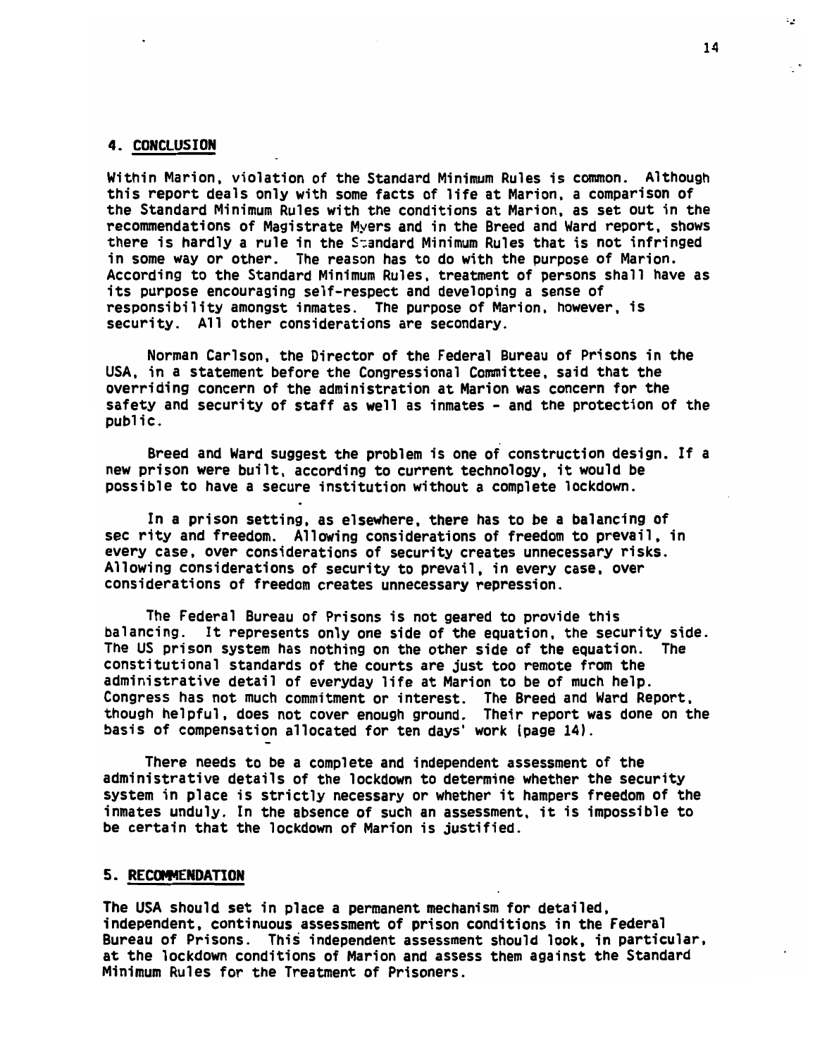## 4. CONCLUSION

Within Marion, violation of the Standard Minimum Rules is common. Although this report deals only with some facts of life at Marion, a comparison of the Standard Minimum Rules with the conditions at Marion, as set out in the recommendations of Magistrate Myers and in the Breed and Ward report, shows there is hardly a rule in the Standard Minimum Rules that is not infringed in some way or other. The reason has to do with the purpose of Marion. According to the Standard Minimum Rules, treatment of persons shall have as its purpose encouraging self-respect and developing a sense of responsibility amongst inmates. The purpose of Marion, however, is security. All other considerations are secondary.

Norman Carlson, the Director of the Federal Bureau of Prisons in the USA, in a statement before the Congressional Committee, said that the overriding concern of the administration at Marion was concern for the safety and security of staff as well as inmates - and the protection of the public.

Breed and Ward suggest the problem is one of construction design. If a new prison were built, according to current technology, it would be possible to have a secure institution without a complete lockdown.

In a prison setting, as elsewhere, there has to be a balancing of sec rity and freedom. Allowing considerations of freedom to prevail, in every case, over considerations of security creates unnecessary risks. Allowing considerations of security to prevail, in every case, over considerations of freedom creates unnecessary repression.

The Federal Bureau of Prisons is not geared to provide this balancing. It represents only one side of the equation, the security side. The US prison system has nothing on the other side of the equation. The constitutional standards of the courts are just too remote from the administrative detail of everyday life at Marion to be of much help. Congress has not much commitment or interest. The Breed and Ward Report, though helpful, does not cover enough ground. Their report was done on the basis of compensation allocated for ten days' work (page 14).

There needs to be a complete and independent assessment of the administrative details of the lockdown to determine whether the security system in place is strictly necessary or whether it hampers freedom of the inmates unduly. In the absence of such an assessment, it is impossible to be certain that the lockdown of Marion is justified.

## 5. RECOMMENDATION

The USA should set in place a permanent mechanism for detailed, independent, continuous assessment of prison conditions in the Federal Bureau of Prisons. This independent assessment should look, in particular, at the lockdown conditions of Marion and assess them against the Standard Minimum Rules for the Treatment of Prisoners.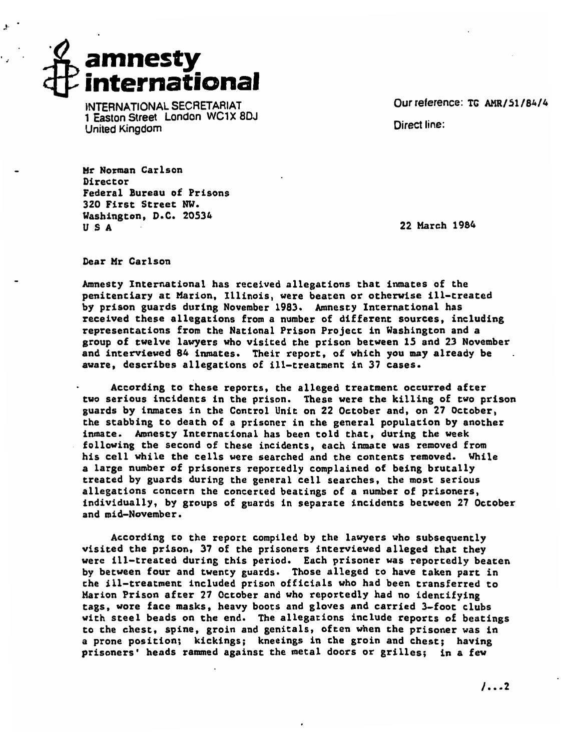**amnesty international**

INTERNATIONAL SECRETARIAT
1 Easton Street London WC1X 8DJ
United Kingdom

Our reference: TG AMR/51/84/4

Direct line:

Mr Norman Carlson
Director
Federal Bureau of Prisons
320 First Street NW.
Washington, D.C. 20534
U S A

22 March 1984

Dear Mr Carlson

Amnesty International has received allegations that inmates of the penitentiary at Marion, Illinois, were beaten or otherwise ill-treated by prison guards during November 1983. Amnesty International has received these allegations from a number of different sources, including representations from the National Prison Project in Washington and a group of twelve lawyers who visited the prison between 15 and 23 November and interviewed 84 inmates. Their report, of which you may already be aware, describes allegations of ill-treatment in 37 cases.

According to these reports, the alleged treatment occurred after two serious incidents in the prison. These were the killing of two prison guards by inmates in the Control Unit on 22 October and, on 27 October, the stabbing to death of a prisoner in the general population by another inmate. Amnesty International has been told that, during the week following the second of these incidents, each inmate was removed from his cell while the cells were searched and the contents removed. While a large number of prisoners reportedly complained of being brutally treated by guards during the general cell searches, the most serious allegations concern the concerted beatings of a number of prisoners, individually, by groups of guards in separate incidents between 27 October and mid-November.

According to the report compiled by the lawyers who subsequently visited the prison, 37 of the prisoners interviewed alleged that they were ill-treated during this period. Each prisoner was reportedly beaten by between four and twenty guards. Those alleged to have taken part in the ill-treatment included prison officials who had been transferred to Marion Prison after 27 October and who reportedly had no identifying tags, wore face masks, heavy boots and gloves and carried 3-foot clubs with steel beads on the end. The allegations include reports of beatings to the chest, spine, groin and genitals, often when the prisoner was in a prone position; kickings; kneeings in the groin and chest; having prisoners' heads rammed against the metal doors or grilles; in a few

/...2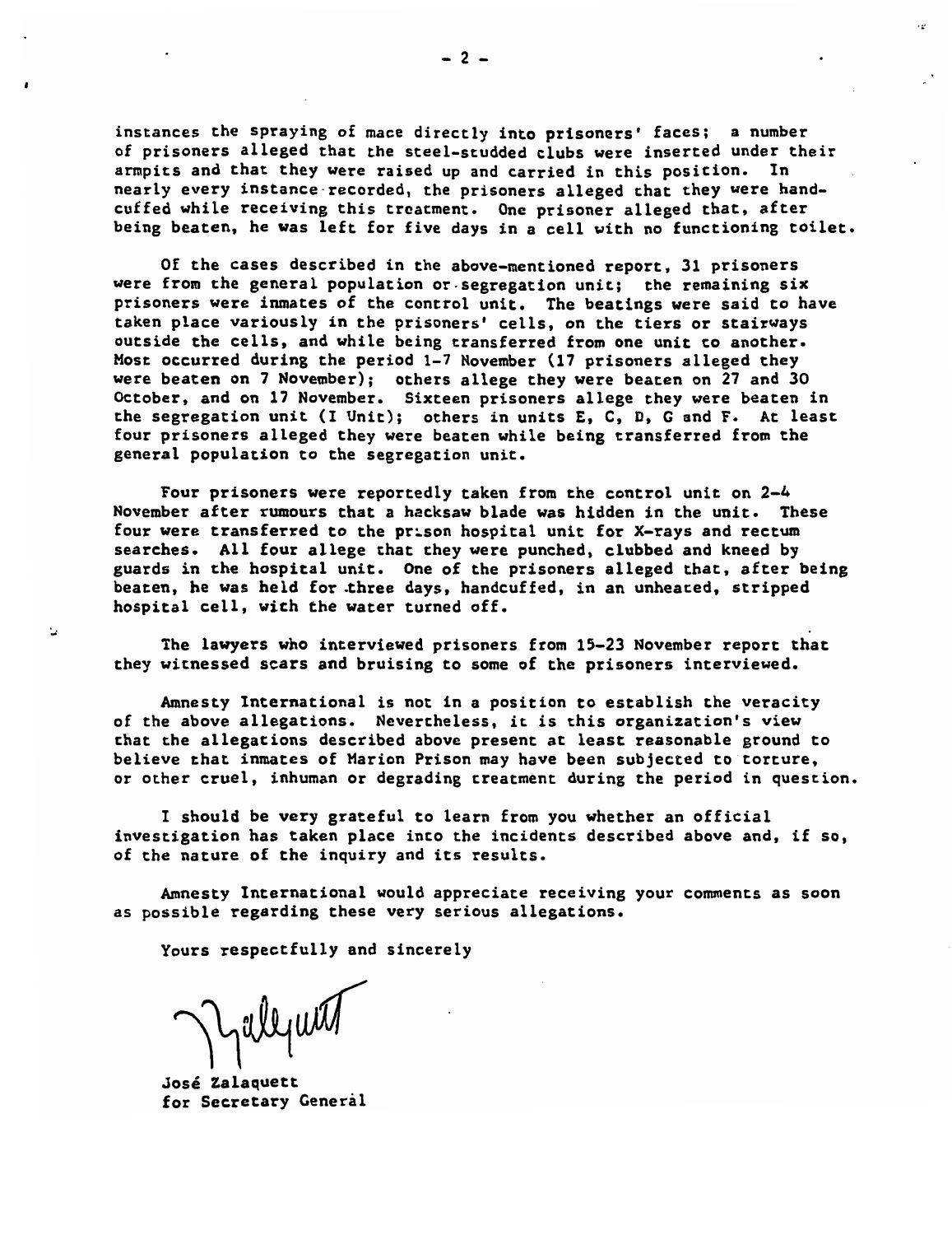instances the spraying of mace directly into prisoners' faces; a number of prisoners alleged that the steel-studded clubs were inserted under their armpits and that they were raised up and carried in this position. In nearly every instance recorded, the prisoners alleged that they were handcuffed while receiving this treatment. One prisoner alleged that, after being beaten, he was left for five days in a cell with no functioning toilet.

Of the cases described in the above-mentioned report, 31 prisoners were from the general population or segregation unit; the remaining six prisoners were inmates of the control unit. The beatings were said to have taken place variously in the prisoners' cells, on the tiers or stairways outside the cells, and while being transferred from one unit to another. Most occurred during the period 1-7 November (17 prisoners alleged they were beaten on 7 November); others allege they were beaten on 27 and 30 October, and on 17 November. Sixteen prisoners allege they were beaten in the segregation unit (I Unit); others in units E, C, D, G and F. At least four prisoners alleged they were beaten while being transferred from the general population to the segregation unit.

Four prisoners were reportedly taken from the control unit on 2-4 November after rumours that a hacksaw blade was hidden in the unit. These four were transferred to the prison hospital unit for X-rays and rectum searches. All four allege that they were punched, clubbed and kneed by guards in the hospital unit. One of the prisoners alleged that, after being beaten, he was held for three days, handcuffed, in an unheated, stripped hospital cell, with the water turned off.

The lawyers who interviewed prisoners from 15-23 November report that they witnessed scars and bruising to some of the prisoners interviewed.

Amnesty International is not in a position to establish the veracity of the above allegations. Nevertheless, it is this organization's view that the allegations described above present at least reasonable ground to believe that inmates of Marion Prison may have been subjected to torture, or other cruel, inhuman or degrading treatment during the period in question.

I should be very grateful to learn from you whether an official investigation has taken place into the incidents described above and, if so, of the nature of the inquiry and its results.

Amnesty International would appreciate receiving your comments as soon as possible regarding these very serious allegations.

Yours respectfully and sincerely

José Zalaquett
for Secretary General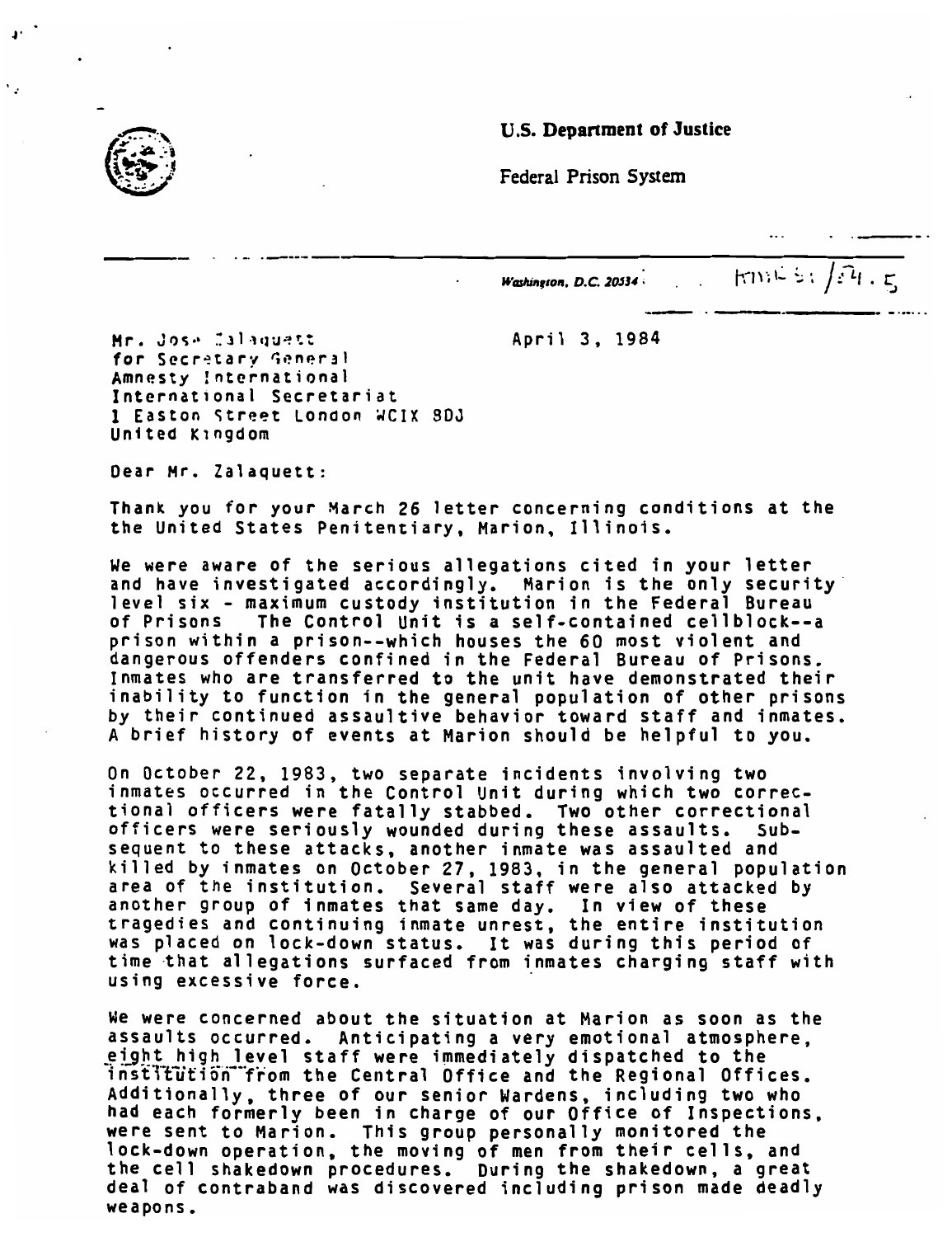**U.S. Department of Justice**

Federal Prison System

*Washington, D.C. 20534* AMR 51/24.5

Mr. Jose Zalaquett
for Secretary General
Amnesty International
International Secretariat
1 Easton Street London WCIX 8DJ
United Kingdom

April 3, 1984

Dear Mr. Zalaquett:

Thank you for your March 26 letter concerning conditions at the the United States Penitentiary, Marion, Illinois.

We were aware of the serious allegations cited in your letter and have investigated accordingly. Marion is the only security level six - maximum custody institution in the Federal Bureau of Prisons The Control Unit is a self-contained cellblock--a prison within a prison--which houses the 60 most violent and dangerous offenders confined in the Federal Bureau of Prisons. Inmates who are transferred to the unit have demonstrated their inability to function in the general population of other prisons by their continued assaultive behavior toward staff and inmates. A brief history of events at Marion should be helpful to you.

On October 22, 1983, two separate incidents involving two inmates occurred in the Control Unit during which two correctional officers were fatally stabbed. Two other correctional officers were seriously wounded during these assaults. Subsequent to these attacks, another inmate was assaulted and killed by inmates on October 27, 1983, in the general population area of the institution. Several staff were also attacked by another group of inmates that same day. In view of these tragedies and continuing inmate unrest, the entire institution was placed on lock-down status. It was during this period of time that allegations surfaced from inmates charging staff with using excessive force.

We were concerned about the situation at Marion as soon as the assaults occurred. Anticipating a very emotional atmosphere, eight high level staff were immediately dispatched to the institution from the Central Office and the Regional Offices. Additionally, three of our senior Wardens, including two who had each formerly been in charge of our Office of Inspections, were sent to Marion. This group personally monitored the lock-down operation, the moving of men from their cells, and the cell shakedown procedures. During the shakedown, a great deal of contraband was discovered including prison made deadly weapons.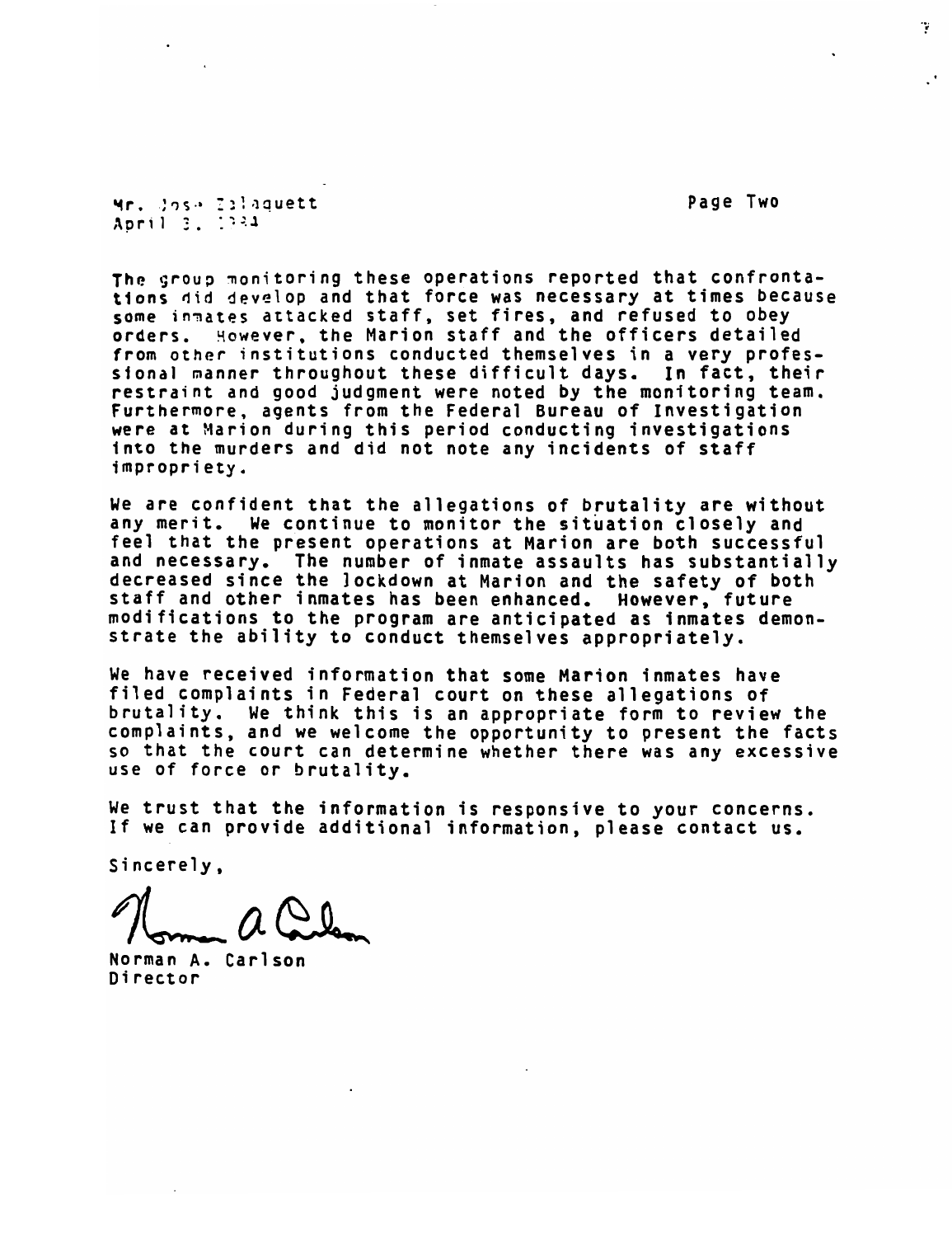The group monitoring these operations reported that confrontations did develop and that force was necessary at times because some inmates attacked staff, set fires, and refused to obey orders. However, the Marion staff and the officers detailed from other institutions conducted themselves in a very professional manner throughout these difficult days. In fact, their restraint and good judgment were noted by the monitoring team. Furthermore, agents from the Federal Bureau of Investigation were at Marion during this period conducting investigations into the murders and did not note any incidents of staff impropriety.

We are confident that the allegations of brutality are without any merit. We continue to monitor the situation closely and feel that the present operations at Marion are both successful and necessary. The number of inmate assaults has substantially decreased since the lockdown at Marion and the safety of both staff and other inmates has been enhanced. However, future modifications to the program are anticipated as inmates demonstrate the ability to conduct themselves appropriately.

We have received information that some Marion inmates have filed complaints in Federal court on these allegations of brutality. We think this is an appropriate form to review the complaints, and we welcome the opportunity to present the facts so that the court can determine whether there was any excessive use of force or brutality.

We trust that the information is responsive to your concerns. If we can provide additional information, please contact us.

Sincerely,

Norman A. Carlson
Director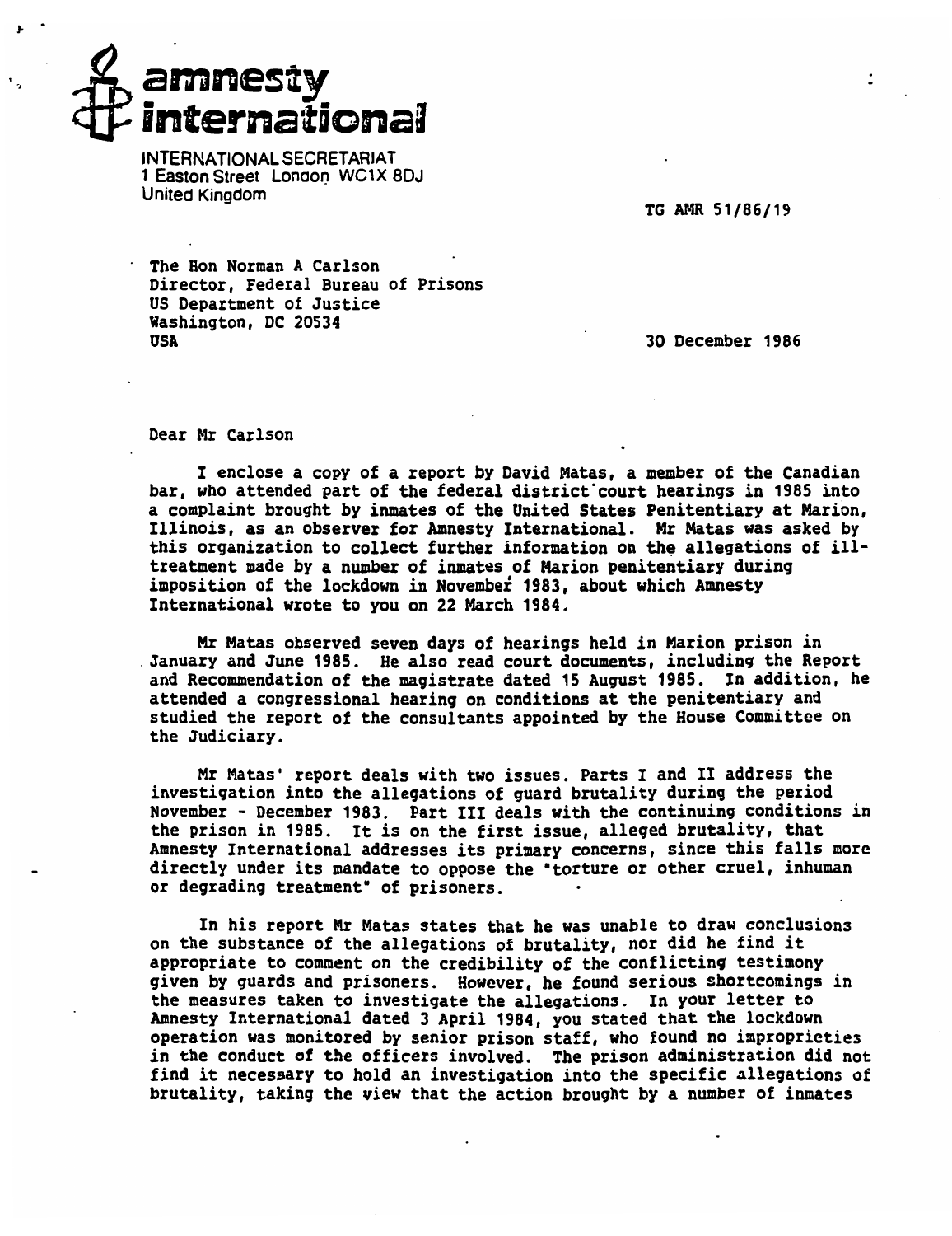# amnesty international

INTERNATIONAL SECRETARIAT
1 Easton Street London WC1X 8DJ
United Kingdom

TG AMR 51/86/19

The Hon Norman A Carlson
Director, Federal Bureau of Prisons
US Department of Justice
Washington, DC 20534
USA

30 December 1986

Dear Mr Carlson

I enclose a copy of a report by David Matas, a member of the Canadian bar, who attended part of the federal district court hearings in 1985 into a complaint brought by inmates of the United States Penitentiary at Marion, Illinois, as an observer for Amnesty International. Mr Matas was asked by this organization to collect further information on the allegations of ill-treatment made by a number of inmates of Marion penitentiary during imposition of the lockdown in November 1983, about which Amnesty International wrote to you on 22 March 1984.

Mr Matas observed seven days of hearings held in Marion prison in January and June 1985. He also read court documents, including the Report and Recommendation of the magistrate dated 15 August 1985. In addition, he attended a congressional hearing on conditions at the penitentiary and studied the report of the consultants appointed by the House Committee on the Judiciary.

Mr Matas' report deals with two issues. Parts I and II address the investigation into the allegations of guard brutality during the period November - December 1983. Part III deals with the continuing conditions in the prison in 1985. It is on the first issue, alleged brutality, that Amnesty International addresses its primary concerns, since this falls more directly under its mandate to oppose the "torture or other cruel, inhuman or degrading treatment" of prisoners.

In his report Mr Matas states that he was unable to draw conclusions on the substance of the allegations of brutality, nor did he find it appropriate to comment on the credibility of the conflicting testimony given by guards and prisoners. However, he found serious shortcomings in the measures taken to investigate the allegations. In your letter to Amnesty International dated 3 April 1984, you stated that the lockdown operation was monitored by senior prison staff, who found no improprieties in the conduct of the officers involved. The prison administration did not find it necessary to hold an investigation into the specific allegations of brutality, taking the view that the action brought by a number of inmates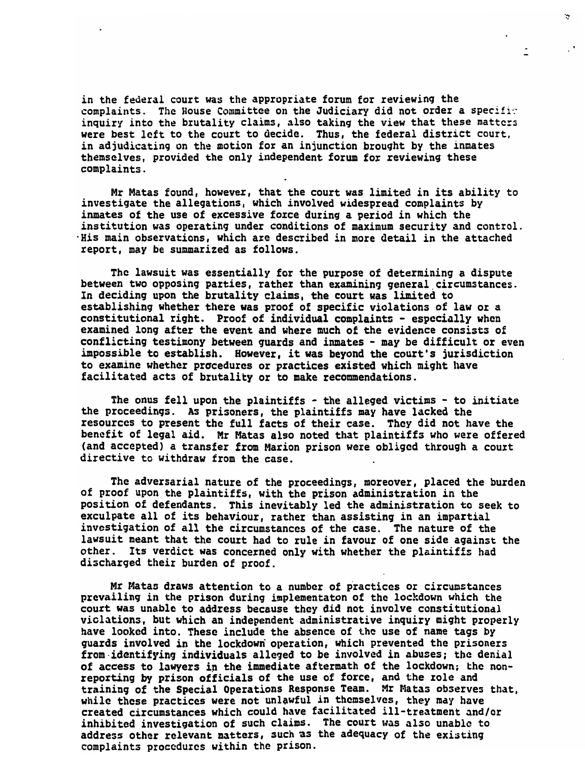in the federal court was the appropriate forum for reviewing the complaints. The House Committee on the Judiciary did not order a specific inquiry into the brutality claims, also taking the view that these matters were best left to the court to decide. Thus, the federal district court, in adjudicating on the motion for an injunction brought by the inmates themselves, provided the only independent forum for reviewing these complaints.

Mr Matas found, however, that the court was limited in its ability to investigate the allegations, which involved widespread complaints by inmates of the use of excessive force during a period in which the institution was operating under conditions of maximum security and control. His main observations, which are described in more detail in the attached report, may be summarized as follows.

The lawsuit was essentially for the purpose of determining a dispute between two opposing parties, rather than examining general circumstances. In deciding upon the brutality claims, the court was limited to establishing whether there was proof of specific violations of law or a constitutional right. Proof of individual complaints - especially when examined long after the event and where much of the evidence consists of conflicting testimony between guards and inmates - may be difficult or even impossible to establish. However, it was beyond the court's jurisdiction to examine whether procedures or practices existed which might have facilitated acts of brutality or to make recommendations.

The onus fell upon the plaintiffs - the alleged victims - to initiate the proceedings. As prisoners, the plaintiffs may have lacked the resources to present the full facts of their case. They did not have the benefit of legal aid. Mr Matas also noted that plaintiffs who were offered (and accepted) a transfer from Marion prison were obliged through a court directive to withdraw from the case.

The adversarial nature of the proceedings, moreover, placed the burden of proof upon the plaintiffs, with the prison administration in the position of defendants. This inevitably led the administration to seek to exculpate all of its behaviour, rather than assisting in an impartial investigation of all the circumstances of the case. The nature of the lawsuit meant that the court had to rule in favour of one side against the other. Its verdict was concerned only with whether the plaintiffs had discharged their burden of proof.

Mr Matas draws attention to a number of practices or circumstances prevailing in the prison during implementaton of the lockdown which the court was unable to address because they did not involve constitutional violations, but which an independent administrative inquiry might properly have looked into. These include the absence of the use of name tags by guards involved in the lockdown operation, which prevented the prisoners from identifying individuals alleged to be involved in abuses; the denial of access to lawyers in the immediate aftermath of the lockdown; the non-reporting by prison officials of the use of force, and the role and training of the Special Operations Response Team. Mr Matas observes that, while these practices were not unlawful in themselves, they may have created circumstances which could have facilitated ill-treatment and/or inhibited investigation of such claims. The court was also unable to address other relevant matters, such as the adequacy of the existing complaints procedures within the prison.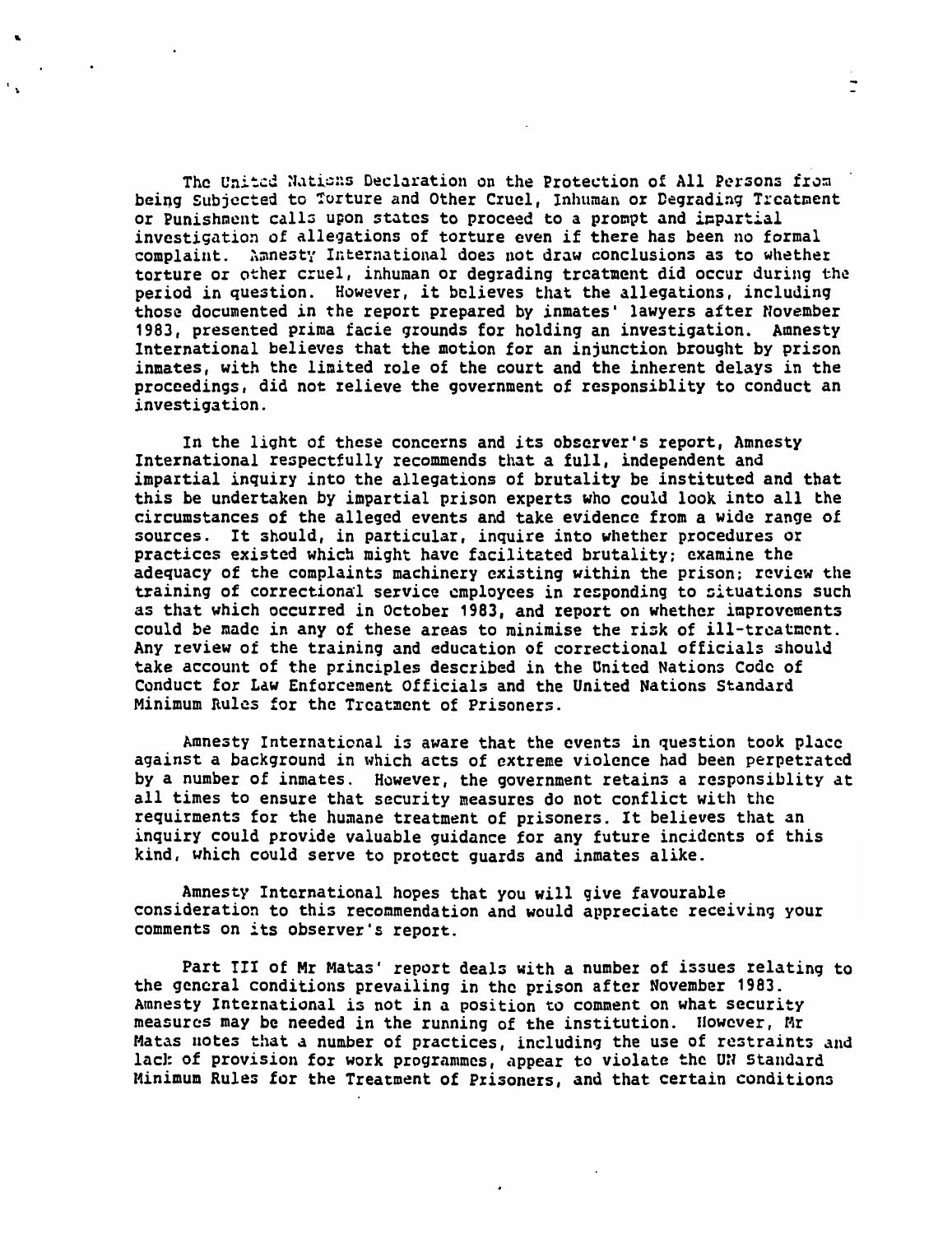The United Nations Declaration on the Protection of All Persons from being Subjected to Torture and Other Cruel, Inhuman or Degrading Treatment or Punishment calls upon states to proceed to a prompt and impartial investigation of allegations of torture even if there has been no formal complaint. Amnesty International does not draw conclusions as to whether torture or other cruel, inhuman or degrading treatment did occur during the period in question. However, it believes that the allegations, including those documented in the report prepared by inmates' lawyers after November 1983, presented prima facie grounds for holding an investigation. Amnesty International believes that the motion for an injunction brought by prison inmates, with the limited role of the court and the inherent delays in the proceedings, did not relieve the government of responsiblity to conduct an investigation.

In the light of these concerns and its observer's report, Amnesty International respectfully recommends that a full, independent and impartial inquiry into the allegations of brutality be instituted and that this be undertaken by impartial prison experts who could look into all the circumstances of the alleged events and take evidence from a wide range of sources. It should, in particular, inquire into whether procedures or practices existed which might have facilitated brutality; examine the adequacy of the complaints machinery existing within the prison; review the training of correctional service employees in responding to situations such as that which occurred in October 1983, and report on whether improvements could be made in any of these areas to minimise the risk of ill-treatment. Any review of the training and education of correctional officials should take account of the principles described in the United Nations Code of Conduct for Law Enforcement Officials and the United Nations Standard Minimum Rules for the Treatment of Prisoners.

Amnesty International is aware that the events in question took place against a background in which acts of extreme violence had been perpetrated by a number of inmates. However, the government retains a responsiblity at all times to ensure that security measures do not conflict with the requirments for the humane treatment of prisoners. It believes that an inquiry could provide valuable guidance for any future incidents of this kind, which could serve to protect guards and inmates alike.

Amnesty International hopes that you will give favourable consideration to this recommendation and would appreciate receiving your comments on its observer's report.

Part III of Mr Matas' report deals with a number of issues relating to the general conditions prevailing in the prison after November 1983. Amnesty International is not in a position to comment on what security measures may be needed in the running of the institution. However, Mr Matas notes that a number of practices, including the use of restraints and lack of provision for work programmes, appear to violate the UN Standard Minimum Rules for the Treatment of Prisoners, and that certain conditions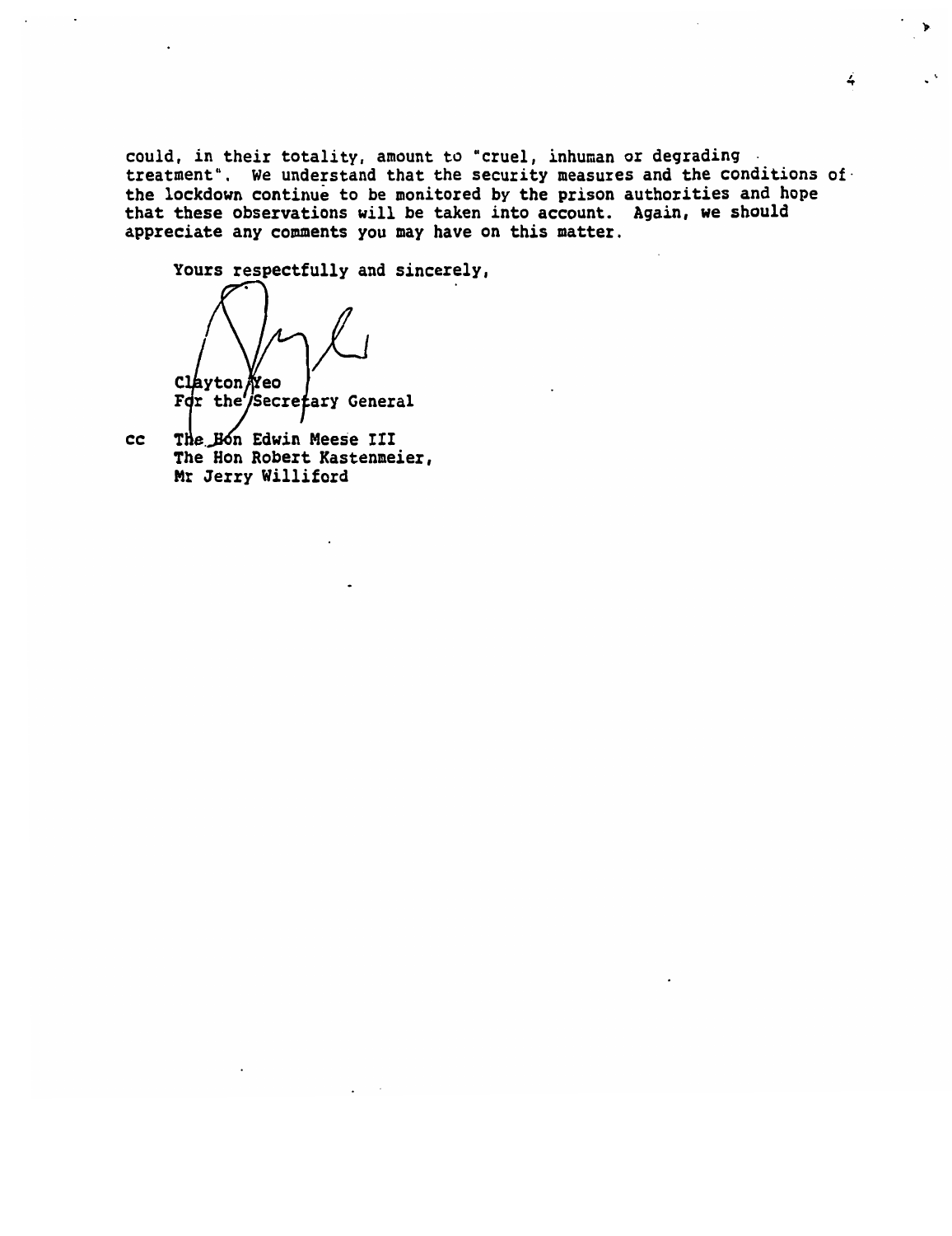could, in their totality, amount to "cruel, inhuman or degrading treatment". We understand that the security measures and the conditions of the lockdown continue to be monitored by the prison authorities and hope that these observations will be taken into account. Again, we should appreciate any comments you may have on this matter.

Yours respectfully and sincerely,

Clayton Yeo
For the Secretary General

cc The Hon Edwin Meese III
The Hon Robert Kastenmeier,
Mr Jerry Williford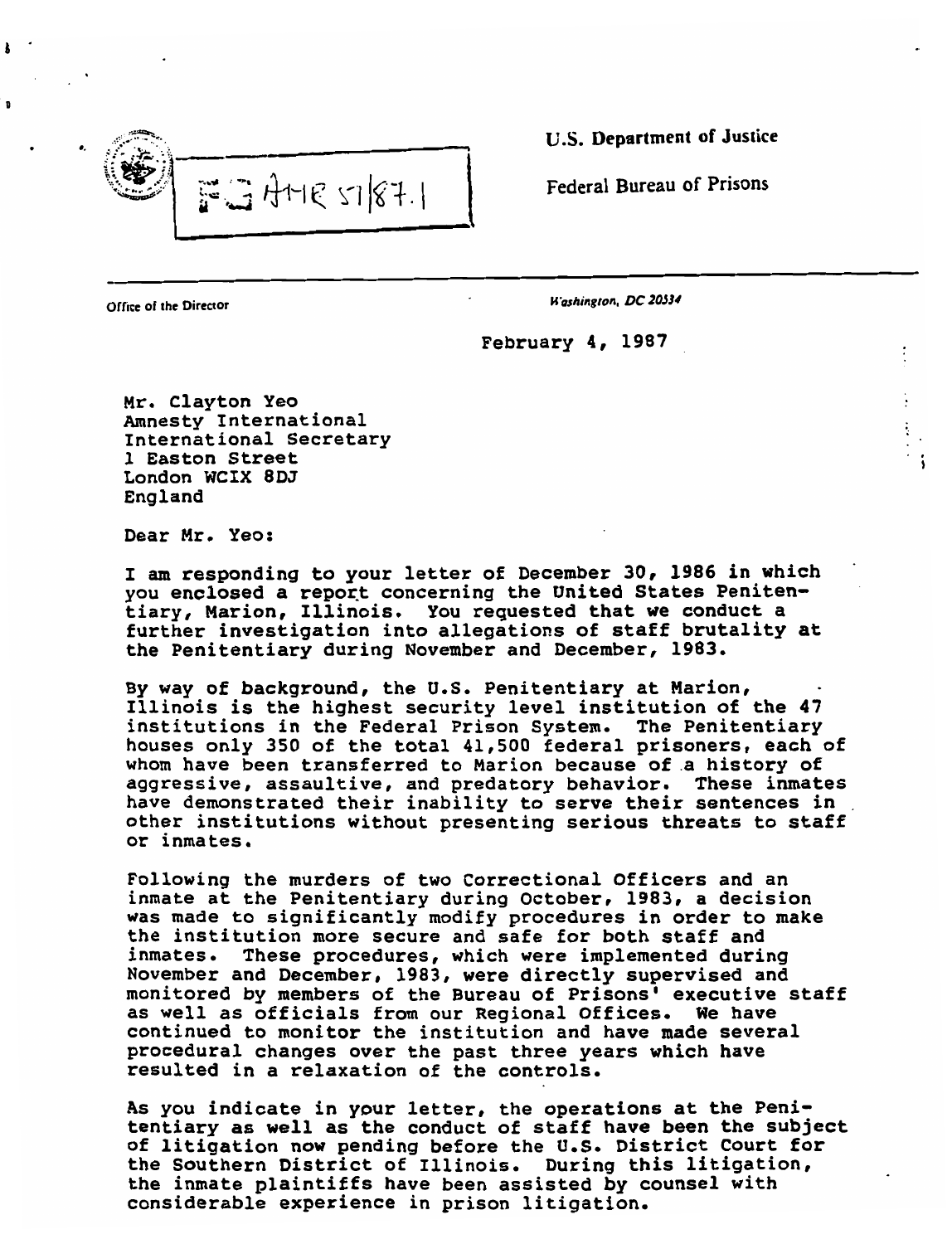FG AMR 51/87.1

U.S. Department of Justice

Federal Bureau of Prisons

Office of the Director

*Washington, DC 20534*

February 4, 1987

Mr. Clayton Yeo
Amnesty International
International Secretary
1 Easton Street
London WCIX 8DJ
England

Dear Mr. Yeo:

I am responding to your letter of December 30, 1986 in which you enclosed a report concerning the United States Penitentiary, Marion, Illinois. You requested that we conduct a further investigation into allegations of staff brutality at the Penitentiary during November and December, 1983.

By way of background, the U.S. Penitentiary at Marion, Illinois is the highest security level institution of the 47 institutions in the Federal Prison System. The Penitentiary houses only 350 of the total 41,500 federal prisoners, each of whom have been transferred to Marion because of a history of aggressive, assaultive, and predatory behavior. These inmates have demonstrated their inability to serve their sentences in other institutions without presenting serious threats to staff or inmates.

Following the murders of two Correctional Officers and an inmate at the Penitentiary during October, 1983, a decision was made to significantly modify procedures in order to make the institution more secure and safe for both staff and inmates. These procedures, which were implemented during November and December, 1983, were directly supervised and monitored by members of the Bureau of Prisons' executive staff as well as officials from our Regional Offices. We have continued to monitor the institution and have made several procedural changes over the past three years which have resulted in a relaxation of the controls.

As you indicate in your letter, the operations at the Penitentiary as well as the conduct of staff have been the subject of litigation now pending before the U.S. District Court for the Southern District of Illinois. During this litigation, the inmate plaintiffs have been assisted by counsel with considerable experience in prison litigation.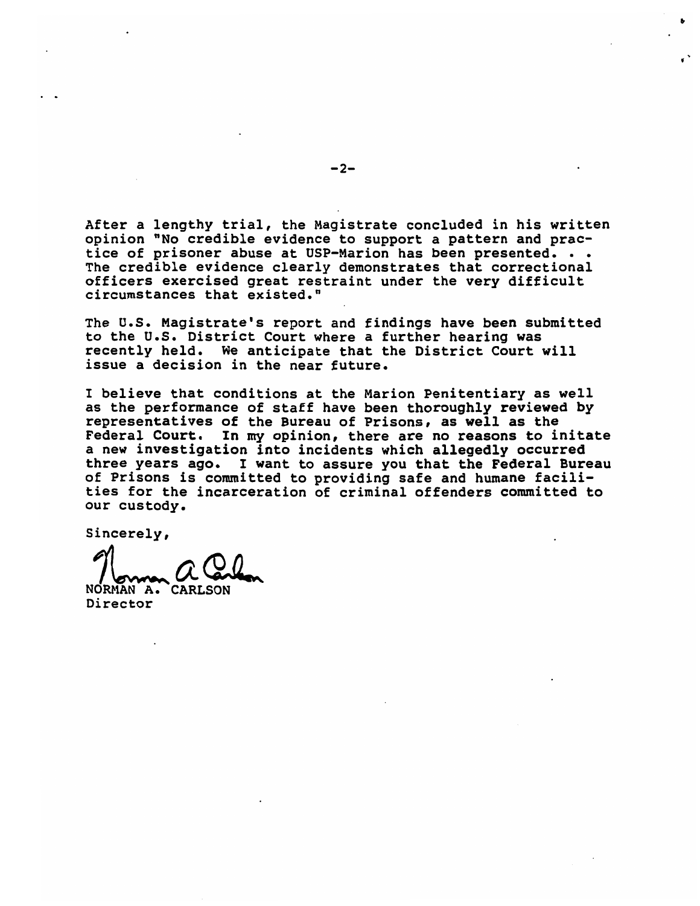After a lengthy trial, the Magistrate concluded in his written opinion "No credible evidence to support a pattern and practice of prisoner abuse at USP-Marion has been presented. . . The credible evidence clearly demonstrates that correctional officers exercised great restraint under the very difficult circumstances that existed."

The U.S. Magistrate's report and findings have been submitted to the U.S. District Court where a further hearing was recently held. We anticipate that the District Court will issue a decision in the near future.

I believe that conditions at the Marion Penitentiary as well as the performance of staff have been thoroughly reviewed by representatives of the Bureau of Prisons, as well as the Federal Court. In my opinion, there are no reasons to initate a new investigation into incidents which allegedly occurred three years ago. I want to assure you that the Federal Bureau of Prisons is committed to providing safe and humane facilities for the incarceration of criminal offenders committed to our custody.

Sincerely,

Norman A. Carlson

NORMAN A. CARLSON
Director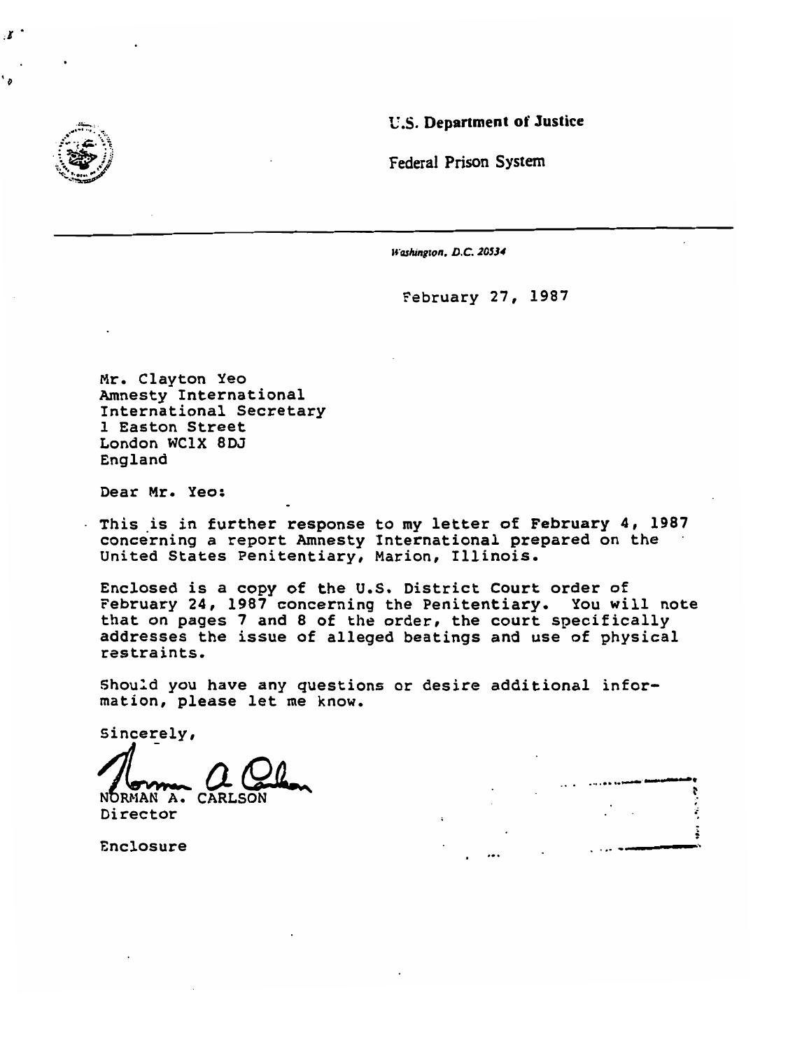**U.S. Department of Justice**

Federal Prison System

*Washington, D.C. 20534*

February 27, 1987

Mr. Clayton Yeo
Amnesty International
International Secretary
1 Easton Street
London WC1X 8DJ
England

Dear Mr. Yeo:

This is in further response to my letter of February 4, 1987 concerning a report Amnesty International prepared on the United States Penitentiary, Marion, Illinois.

Enclosed is a copy of the U.S. District Court order of February 24, 1987 concerning the Penitentiary. You will note that on pages 7 and 8 of the order, the court specifically addresses the issue of alleged beatings and use of physical restraints.

Should you have any questions or desire additional information, please let me know.

Sincerely,

NORMAN A. CARLSON
Director

Enclosure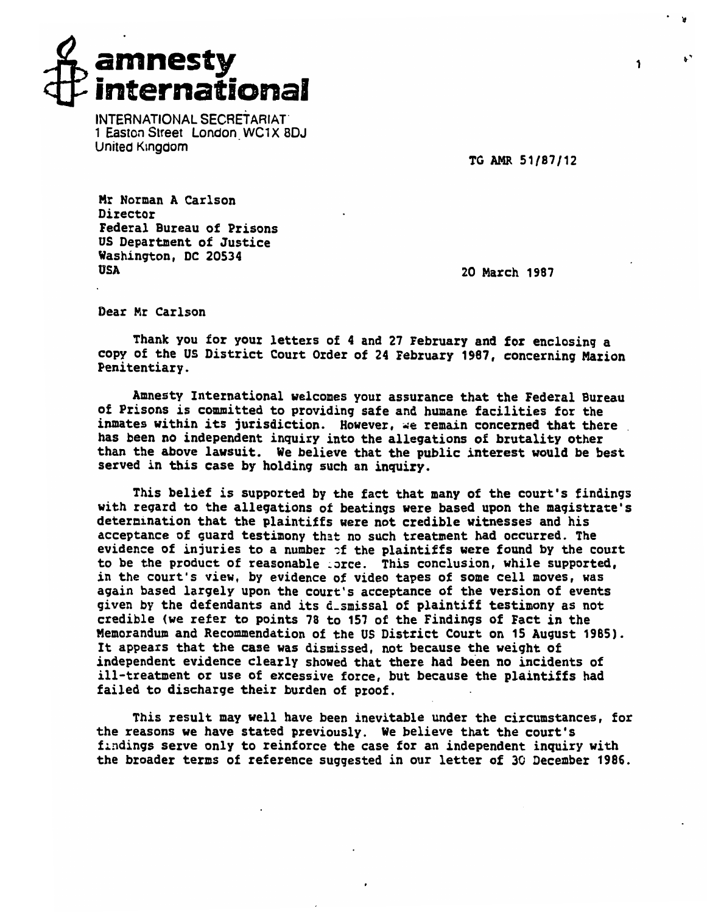**amnesty international**

INTERNATIONAL SECRETARIAT
1 Easton Street London WC1X 8DJ
United Kingdom

TG AMR 51/87/12

Mr Norman A Carlson
Director
Federal Bureau of Prisons
US Department of Justice
Washington, DC 20534
USA

20 March 1987

Dear Mr Carlson

Thank you for your letters of 4 and 27 February and for enclosing a copy of the US District Court Order of 24 February 1987, concerning Marion Penitentiary.

Amnesty International welcomes your assurance that the Federal Bureau of Prisons is committed to providing safe and humane facilities for the inmates within its jurisdiction. However, we remain concerned that there has been no independent inquiry into the allegations of brutality other than the above lawsuit. We believe that the public interest would be best served in this case by holding such an inquiry.

This belief is supported by the fact that many of the court's findings with regard to the allegations of beatings were based upon the magistrate's determination that the plaintiffs were not credible witnesses and his acceptance of guard testimony that no such treatment had occurred. The evidence of injuries to a number of the plaintiffs were found by the court to be the product of reasonable force. This conclusion, while supported, in the court's view, by evidence of video tapes of some cell moves, was again based largely upon the court's acceptance of the version of events given by the defendants and its dismissal of plaintiff testimony as not credible (we refer to points 78 to 157 of the Findings of Fact in the Memorandum and Recommendation of the US District Court on 15 August 1985). It appears that the case was dismissed, not because the weight of independent evidence clearly showed that there had been no incidents of ill-treatment or use of excessive force, but because the plaintiffs had failed to discharge their burden of proof.

This result may well have been inevitable under the circumstances, for the reasons we have stated previously. We believe that the court's findings serve only to reinforce the case for an independent inquiry with the broader terms of reference suggested in our letter of 30 December 1986.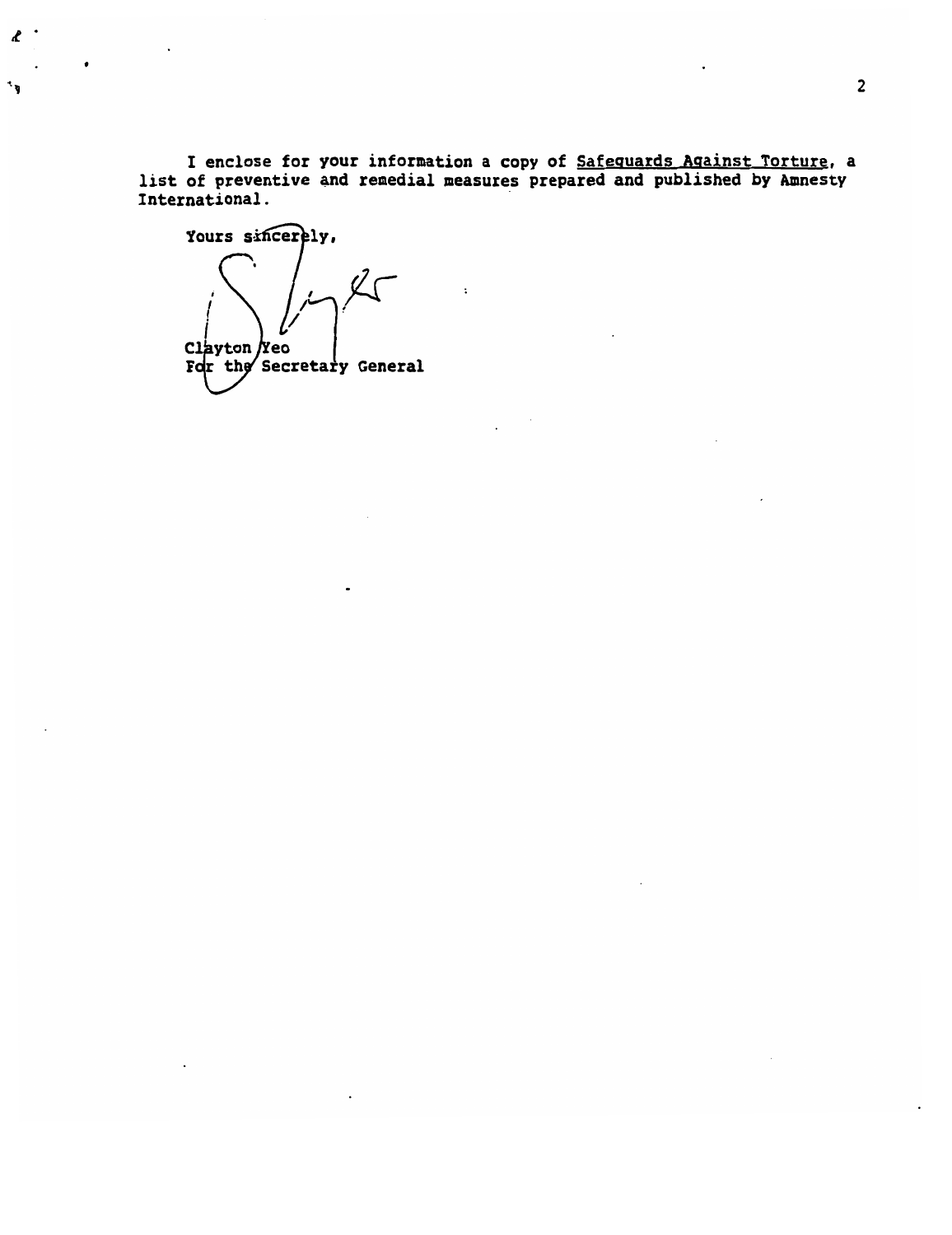I enclose for your information a copy of <u>Safeguards Against Torture</u>, a list of preventive and remedial measures prepared and published by Amnesty International.

Yours sincerely,

Clayton Yeo
For the Secretary General